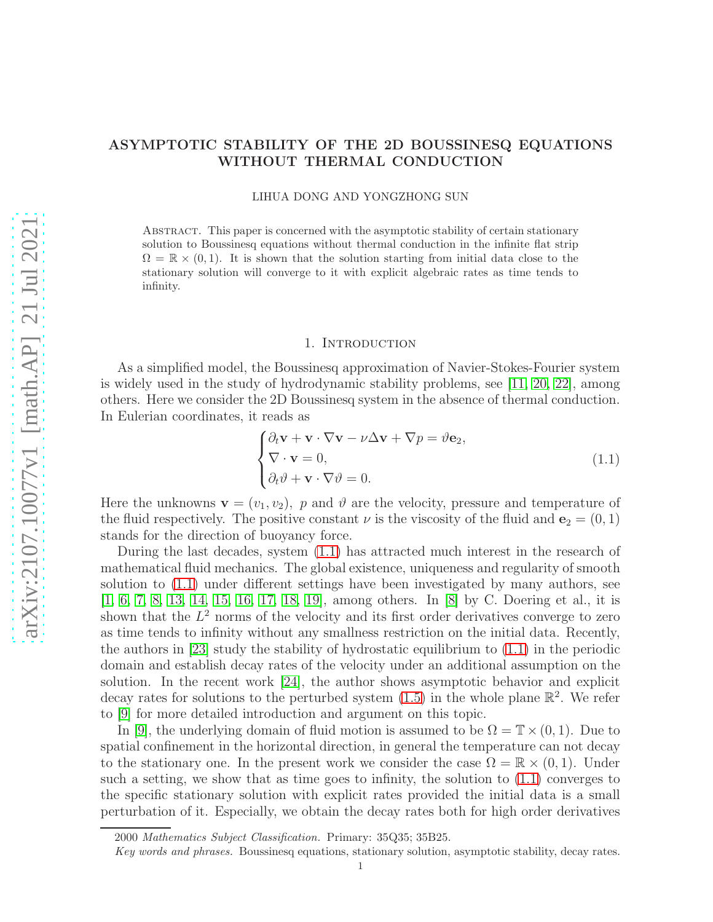# ASYMPTOTIC STABILITY OF THE 2D BOUSSINESQ EQUATIONS WITHOUT THERMAL CONDUCTION

LIHUA DONG AND YONGZHONG SUN

Abstract. This paper is concerned with the asymptotic stability of certain stationary solution to Boussinesq equations without thermal conduction in the infinite flat strip $\Omega = \mathbb{R} \times (0, 1)$. It is shown that the solution starting from initial data close to the stationary solution will converge to it with explicit algebraic rates as time tends to infinity.

## 1. Introduction

As a simplified model, the Boussinesq approximation of Navier-Stokes-Fourier system is widely used in the study of hydrodynamic stability problems, see [11, 20, 22], among others. Here we consider the 2D Boussinesq system in the absence of thermal conduction. In Eulerian coordinates, it reads as

$$
\begin{cases}
\partial_t \mathbf{v} + \mathbf{v} \cdot \nabla \mathbf{v} - \nu \Delta \mathbf{v} + \nabla p = \vartheta \mathbf{e}_2, \\
\nabla \cdot \mathbf{v} = 0, \\
\partial_t \vartheta + \mathbf{v} \cdot \nabla \vartheta = 0.
\end{cases}
\tag{1.1}
$$

Here the unknowns $\mathbf{v} = (v_1, v_2)$, $p$ and $\vartheta$ are the velocity, pressure and temperature of the fluid respectively. The positive constant $\nu$ is the viscosity of the fluid and $\mathbf{e}_2 = (0, 1)$ stands for the direction of buoyancy force.

During the last decades, system (1.1) has attracted much interest in the research of mathematical fluid mechanics. The global existence, uniqueness and regularity of smooth solution to (1.1) under different settings have been investigated by many authors, see [1, 6, 7, 8, 13, 14, 15, 16, 17, 18, 19], among others. In [8] by C. Doering et al., it is shown that the $L^2$ norms of the velocity and its first order derivatives converge to zero as time tends to infinity without any smallness restriction on the initial data. Recently, the authors in [23] study the stability of hydrostatic equilibrium to (1.1) in the periodic domain and establish decay rates of the velocity under an additional assumption on the solution. In the recent work [24], the author shows asymptotic behavior and explicit decay rates for solutions to the perturbed system (1.5) in the whole plane $\mathbb{R}^2$. We refer to [9] for more detailed introduction and argument on this topic.

In [9], the underlying domain of fluid motion is assumed to be $\Omega = \mathbb{T} \times (0, 1)$. Due to spatial confinement in the horizontal direction, in general the temperature can not decay to the stationary one. In the present work we consider the case $\Omega = \mathbb{R} \times (0, 1)$. Under such a setting, we show that as time goes to infinity, the solution to (1.1) converges to the specific stationary solution with explicit rates provided the initial data is a small perturbation of it. Especially, we obtain the decay rates both for high order derivatives

2000 *Mathematics Subject Classification.* Primary: 35Q35; 35B25.

*Key words and phrases.* Boussinesq equations, stationary solution, asymptotic stability, decay rates.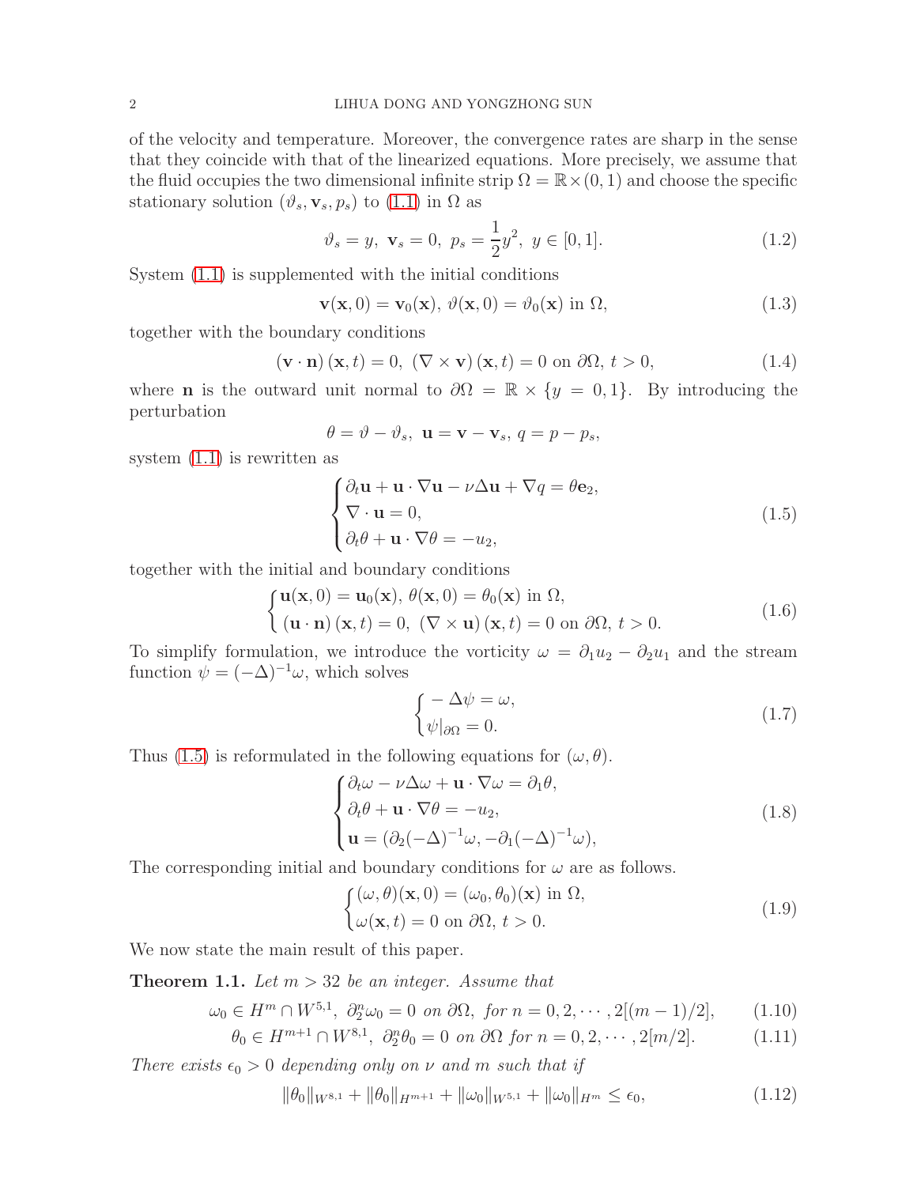of the velocity and temperature. Moreover, the convergence rates are sharp in the sense that they coincide with that of the linearized equations. More precisely, we assume that the fluid occupies the two dimensional infinite strip $\Omega = \mathbb{R}\times(0,1)$ and choose the specific stationary solution $(\vartheta_s, \mathbf{v}_s, p_s)$ to (1.1) in $\Omega$ as

$$\vartheta_s = y,\ \mathbf{v}_s = 0,\ p_s = \frac{1}{2}y^2,\ y \in [0,1]. \tag{1.2}$$

System (1.1) is supplemented with the initial conditions

$$\mathbf{v}(\mathbf{x},0) = \mathbf{v}_0(\mathbf{x}),\ \vartheta(\mathbf{x},0) = \vartheta_0(\mathbf{x}) \text{ in } \Omega, \tag{1.3}$$

together with the boundary conditions

$$(\mathbf{v}\cdot\mathbf{n})(\mathbf{x},t) = 0,\ (\nabla\times\mathbf{v})(\mathbf{x},t) = 0 \text{ on } \partial\Omega,\ t>0, \tag{1.4}$$

where $\mathbf{n}$ is the outward unit normal to $\partial\Omega = \mathbb{R}\times\{y=0,1\}$. By introducing the perturbation

$$\theta = \vartheta - \vartheta_s,\ \mathbf{u} = \mathbf{v} - \mathbf{v}_s,\ q = p - p_s,$$

system (1.1) is rewritten as

$$\begin{cases} \partial_t \mathbf{u} + \mathbf{u}\cdot\nabla\mathbf{u} - \nu\Delta\mathbf{u} + \nabla q = \theta\mathbf{e}_2, \\ \nabla\cdot\mathbf{u} = 0, \\ \partial_t\theta + \mathbf{u}\cdot\nabla\theta = -u_2, \end{cases} \tag{1.5}$$

together with the initial and boundary conditions

$$\begin{cases} \mathbf{u}(\mathbf{x},0) = \mathbf{u}_0(\mathbf{x}),\ \theta(\mathbf{x},0) = \theta_0(\mathbf{x}) \text{ in } \Omega, \\ (\mathbf{u}\cdot\mathbf{n})(\mathbf{x},t) = 0,\ (\nabla\times\mathbf{u})(\mathbf{x},t) = 0 \text{ on } \partial\Omega,\ t>0. \end{cases} \tag{1.6}$$

To simplify formulation, we introduce the vorticity $\omega = \partial_1 u_2 - \partial_2 u_1$ and the stream function $\psi = (-\Delta)^{-1}\omega$, which solves

$$\begin{cases} -\Delta\psi = \omega, \\ \psi|_{\partial\Omega} = 0. \end{cases} \tag{1.7}$$

Thus (1.5) is reformulated in the following equations for $(\omega,\theta)$.

$$\begin{cases} \partial_t\omega - \nu\Delta\omega + \mathbf{u}\cdot\nabla\omega = \partial_1\theta, \\ \partial_t\theta + \mathbf{u}\cdot\nabla\theta = -u_2, \\ \mathbf{u} = (\partial_2(-\Delta)^{-1}\omega, -\partial_1(-\Delta)^{-1}\omega), \end{cases} \tag{1.8}$$

The corresponding initial and boundary conditions for $\omega$ are as follows.

$$\begin{cases} (\omega,\theta)(\mathbf{x},0) = (\omega_0,\theta_0)(\mathbf{x}) \text{ in } \Omega, \\ \omega(\mathbf{x},t) = 0 \text{ on } \partial\Omega,\ t>0. \end{cases} \tag{1.9}$$

We now state the main result of this paper.

**Theorem 1.1.** *Let $m > 32$ be an integer. Assume that*

$$\omega_0 \in H^m \cap W^{5,1},\ \partial_2^n\omega_0 = 0 \text{ on } \partial\Omega,\ \text{for } n = 0,2,\cdots,2[(m-1)/2], \tag{1.10}$$

$$\theta_0 \in H^{m+1} \cap W^{8,1},\ \partial_2^n\theta_0 = 0 \text{ on } \partial\Omega \text{ for } n = 0,2,\cdots,2[m/2]. \tag{1.11}$$

*There exists $\epsilon_0 > 0$ depending only on $\nu$ and $m$ such that if*

$$\|\theta_0\|_{W^{8,1}} + \|\theta_0\|_{H^{m+1}} + \|\omega_0\|_{W^{5,1}} + \|\omega_0\|_{H^m} \le \epsilon_0, \tag{1.12}$$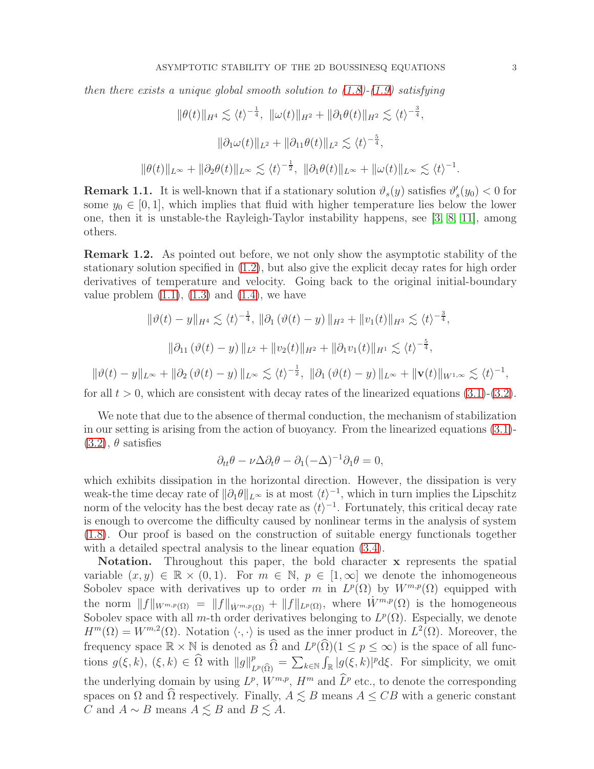*then there exists a unique global smooth solution to (1.8)-(1.9) satisfying*

$$\|\theta(t)\|_{H^4} \lesssim \langle t\rangle^{-\frac{1}{4}},\ \|\omega(t)\|_{H^2} + \|\partial_1\theta(t)\|_{H^2} \lesssim \langle t\rangle^{-\frac{3}{4}},$$

$$\|\partial_1\omega(t)\|_{L^2} + \|\partial_{11}\theta(t)\|_{L^2} \lesssim \langle t\rangle^{-\frac{5}{4}},$$

$$\|\theta(t)\|_{L^\infty} + \|\partial_2\theta(t)\|_{L^\infty} \lesssim \langle t\rangle^{-\frac{1}{2}},\ \|\partial_1\theta(t)\|_{L^\infty} + \|\omega(t)\|_{L^\infty} \lesssim \langle t\rangle^{-1}.$$

**Remark 1.1.** It is well-known that if a stationary solution $\vartheta_s(y)$ satisfies $\vartheta_s'(y_0) < 0$ for some $y_0 \in [0, 1]$, which implies that fluid with higher temperature lies below the lower one, then it is unstable-the Rayleigh-Taylor instability happens, see [3, 8, 11], among others.

**Remark 1.2.** As pointed out before, we not only show the asymptotic stability of the stationary solution specified in (1.2), but also give the explicit decay rates for high order derivatives of temperature and velocity. Going back to the original initial-boundary value problem (1.1), (1.3) and (1.4), we have

$$\|\vartheta(t) - y\|_{H^4} \lesssim \langle t\rangle^{-\frac{1}{4}},\ \|\partial_1(\vartheta(t) - y)\|_{H^2} + \|v_1(t)\|_{H^3} \lesssim \langle t\rangle^{-\frac{3}{4}},$$

$$\|\partial_{11}(\vartheta(t) - y)\|_{L^2} + \|v_2(t)\|_{H^2} + \|\partial_1 v_1(t)\|_{H^1} \lesssim \langle t\rangle^{-\frac{5}{4}},$$

$$\|\vartheta(t) - y\|_{L^\infty} + \|\partial_2(\vartheta(t) - y)\|_{L^\infty} \lesssim \langle t\rangle^{-\frac{1}{2}},\ \|\partial_1(\vartheta(t) - y)\|_{L^\infty} + \|\mathbf{v}(t)\|_{W^{1,\infty}} \lesssim \langle t\rangle^{-1},$$

for all $t > 0$, which are consistent with decay rates of the linearized equations (3.1)-(3.2).

We note that due to the absence of thermal conduction, the mechanism of stabilization in our setting is arising from the action of buoyancy. From the linearized equations (3.1)-(3.2), $\theta$ satisfies

$$\partial_{tt}\theta - \nu\Delta\partial_t\theta - \partial_1(-\Delta)^{-1}\partial_1\theta = 0,$$

which exhibits dissipation in the horizontal direction. However, the dissipation is very weak-the time decay rate of $\|\partial_1\theta\|_{L^\infty}$ is at most $\langle t\rangle^{-1}$, which in turn implies the Lipschitz norm of the velocity has the best decay rate as $\langle t\rangle^{-1}$. Fortunately, this critical decay rate is enough to overcome the difficulty caused by nonlinear terms in the analysis of system (1.8). Our proof is based on the construction of suitable energy functionals together with a detailed spectral analysis to the linear equation (3.4).

**Notation.** Throughout this paper, the bold character $\mathbf{x}$ represents the spatial variable $(x, y) \in \mathbb{R} \times (0, 1)$. For $m \in \mathbb{N}$, $p \in [1, \infty]$ we denote the inhomogeneous Sobolev space with derivatives up to order $m$ in $L^p(\Omega)$ by $W^{m,p}(\Omega)$ equipped with the norm $\|f\|_{W^{m,p}(\Omega)} = \|f\|_{\dot{W}^{m,p}(\Omega)} + \|f\|_{L^p(\Omega)}$, where $\dot{W}^{m,p}(\Omega)$ is the homogeneous Sobolev space with all $m$-th order derivatives belonging to $L^p(\Omega)$. Especially, we denote $H^m(\Omega) = W^{m,2}(\Omega)$. Notation $\langle\cdot,\cdot\rangle$ is used as the inner product in $L^2(\Omega)$. Moreover, the frequency space $\mathbb{R} \times \mathbb{N}$ is denoted as $\widehat{\Omega}$ and $L^p(\widehat{\Omega})(1 \le p \le \infty)$ is the space of all functions $g(\xi, k)$, $(\xi, k) \in \widehat{\Omega}$ with $\|g\|^p_{L^p(\widehat{\Omega})} = \sum_{k\in\mathbb{N}}\int_{\mathbb{R}} |g(\xi, k)|^p \mathrm{d}\xi$. For simplicity, we omit the underlying domain by using $L^p$, $W^{m,p}$, $H^m$ and $\widehat{L}^p$ etc., to denote the corresponding spaces on $\Omega$ and $\widehat{\Omega}$ respectively. Finally, $A \lesssim B$ means $A \le CB$ with a generic constant $C$ and $A \sim B$ means $A \lesssim B$ and $B \lesssim A$.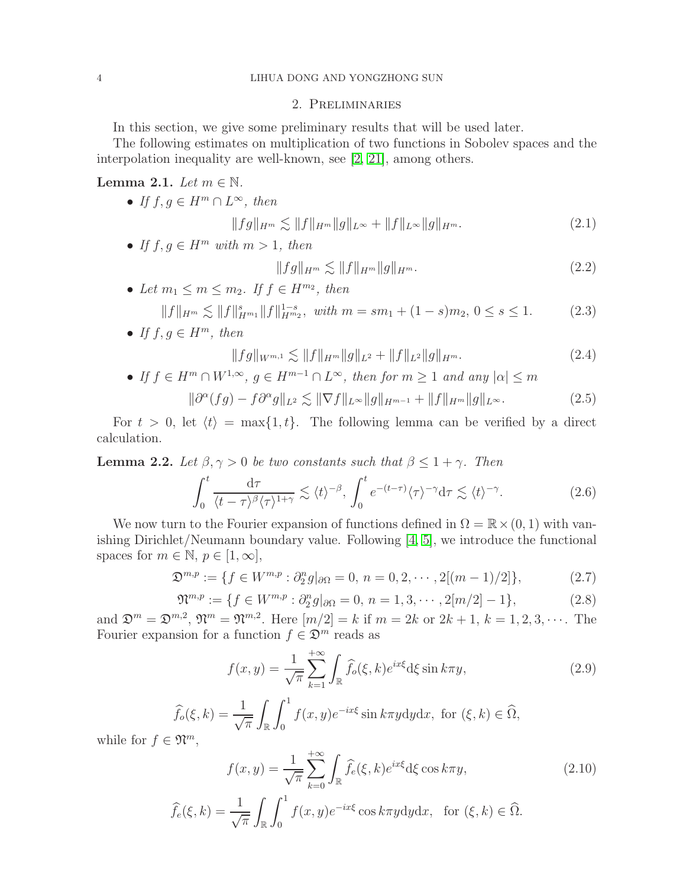## 2. Preliminaries

In this section, we give some preliminary results that will be used later.

The following estimates on multiplication of two functions in Sobolev spaces and the interpolation inequality are well-known, see [2, 21], among others.

**Lemma 2.1.** *Let $m \in \mathbb{N}$.*

- *If $f, g \in H^m \cap L^\infty$, then*
$$\|fg\|_{H^m} \lesssim \|f\|_{H^m}\|g\|_{L^\infty} + \|f\|_{L^\infty}\|g\|_{H^m}. \tag{2.1}$$
- *If $f, g \in H^m$ with $m > 1$, then*
$$\|fg\|_{H^m} \lesssim \|f\|_{H^m}\|g\|_{H^m}. \tag{2.2}$$
- *Let $m_1 \le m \le m_2$. If $f \in H^{m_2}$, then*
$$\|f\|_{H^m} \lesssim \|f\|_{H^{m_1}}^s \|f\|_{H^{m_2}}^{1-s}, \text{ with } m = sm_1 + (1-s)m_2,\ 0 \le s \le 1. \tag{2.3}$$
- *If $f, g \in H^m$, then*
$$\|fg\|_{W^{m,1}} \lesssim \|f\|_{H^m}\|g\|_{L^2} + \|f\|_{L^2}\|g\|_{H^m}. \tag{2.4}$$
- *If $f \in H^m \cap W^{1,\infty}$, $g \in H^{m-1} \cap L^\infty$, then for $m \ge 1$ and any $|\alpha| \le m$*
$$\|\partial^\alpha(fg) - f\partial^\alpha g\|_{L^2} \lesssim \|\nabla f\|_{L^\infty}\|g\|_{H^{m-1}} + \|f\|_{H^m}\|g\|_{L^\infty}. \tag{2.5}$$

For $t > 0$, let $\langle t\rangle = \max\{1, t\}$. The following lemma can be verified by a direct calculation.

**Lemma 2.2.** *Let $\beta, \gamma > 0$ be two constants such that $\beta \le 1 + \gamma$. Then*
$$\int_0^t \frac{\mathrm{d}\tau}{\langle t-\tau\rangle^\beta \langle\tau\rangle^{1+\gamma}} \lesssim \langle t\rangle^{-\beta},\ \int_0^t e^{-(t-\tau)}\langle\tau\rangle^{-\gamma}\mathrm{d}\tau \lesssim \langle t\rangle^{-\gamma}. \tag{2.6}$$

We now turn to the Fourier expansion of functions defined in $\Omega = \mathbb{R} \times (0,1)$ with vanishing Dirichlet/Neumann boundary value. Following [4, 5], we introduce the functional spaces for $m \in \mathbb{N}$, $p \in [1, \infty]$,
$$\mathfrak{D}^{m,p} := \{f \in W^{m,p} : \partial_2^n g|_{\partial\Omega} = 0,\ n = 0, 2, \cdots, 2[(m-1)/2]\}, \tag{2.7}$$
$$\mathfrak{N}^{m,p} := \{f \in W^{m,p} : \partial_2^n g|_{\partial\Omega} = 0,\ n = 1, 3, \cdots, 2[m/2] - 1\}, \tag{2.8}$$
and $\mathfrak{D}^m = \mathfrak{D}^{m,2}$, $\mathfrak{N}^m = \mathfrak{N}^{m,2}$. Here $[m/2] = k$ if $m = 2k$ or $2k+1$, $k = 1, 2, 3, \cdots$. The Fourier expansion for a function $f \in \mathfrak{D}^m$ reads as
$$f(x,y) = \frac{1}{\sqrt{\pi}} \sum_{k=1}^{+\infty} \int_{\mathbb{R}} \widehat{f}_o(\xi, k) e^{ix\xi}\mathrm{d}\xi \sin k\pi y, \tag{2.9}$$
$$\widehat{f}_o(\xi, k) = \frac{1}{\sqrt{\pi}} \int_{\mathbb{R}} \int_0^1 f(x,y) e^{-ix\xi} \sin k\pi y \mathrm{d}y\mathrm{d}x,\ \text{for } (\xi, k) \in \widehat{\Omega},$$
while for $f \in \mathfrak{N}^m$,
$$f(x,y) = \frac{1}{\sqrt{\pi}} \sum_{k=0}^{+\infty} \int_{\mathbb{R}} \widehat{f}_e(\xi, k) e^{ix\xi}\mathrm{d}\xi \cos k\pi y, \tag{2.10}$$
$$\widehat{f}_e(\xi, k) = \frac{1}{\sqrt{\pi}} \int_{\mathbb{R}} \int_0^1 f(x,y) e^{-ix\xi} \cos k\pi y \mathrm{d}y\mathrm{d}x, \quad \text{for } (\xi, k) \in \widehat{\Omega}.$$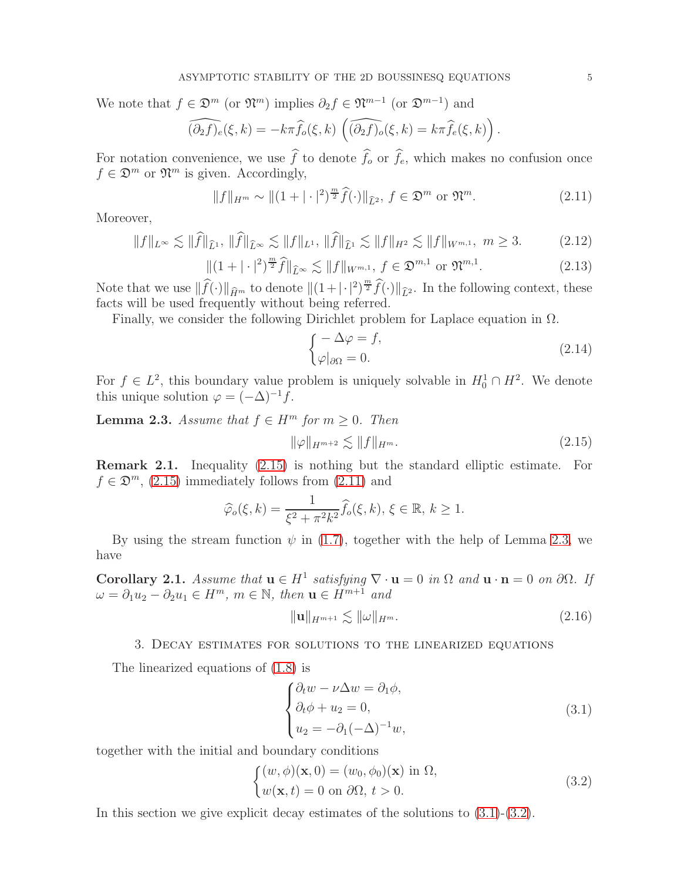We note that $f \in \mathfrak{D}^m$ (or $\mathfrak{N}^m$) implies $\partial_2 f \in \mathfrak{N}^{m-1}$ (or $\mathfrak{D}^{m-1}$) and

$$\widehat{(\partial_2 f)}_e(\xi,k) = -k\pi \widehat{f}_o(\xi,k) \ \left(\widehat{(\partial_2 f)}_o(\xi,k) = k\pi \widehat{f}_e(\xi,k)\right).$$

For notation convenience, we use $\widehat{f}$ to denote $\widehat{f}_o$ or $\widehat{f}_e$, which makes no confusion once $f \in \mathfrak{D}^m$ or $\mathfrak{N}^m$ is given. Accordingly,

$$\|f\|_{H^m} \sim \|(1+|\cdot|^2)^{\frac{m}{2}} \widehat{f}(\cdot)\|_{\widehat{L}^2}, \ f \in \mathfrak{D}^m \text{ or } \mathfrak{N}^m. \tag{2.11}$$

Moreover,

$$\|f\|_{L^\infty} \lesssim \|\widehat{f}\|_{\widehat{L}^1}, \ \|\widehat{f}\|_{\widehat{L}^\infty} \lesssim \|f\|_{L^1}, \ \|\widehat{f}\|_{\widehat{L}^1} \lesssim \|f\|_{H^2} \lesssim \|f\|_{W^{m,1}}, \ m \geq 3. \tag{2.12}$$

$$\|(1+|\cdot|^2)^{\frac{m}{2}} \widehat{f}\|_{\widehat{L}^\infty} \lesssim \|f\|_{W^{m,1}}, \ f \in \mathfrak{D}^{m,1} \text{ or } \mathfrak{N}^{m,1}. \tag{2.13}$$

Note that we use $\|\widehat{f}(\cdot)\|_{\widehat{H}^m}$ to denote $\|(1+|\cdot|^2)^{\frac{m}{2}} \widehat{f}(\cdot)\|_{\widehat{L}^2}$. In the following context, these facts will be used frequently without being referred.

Finally, we consider the following Dirichlet problem for Laplace equation in $\Omega$.

$$\begin{cases} -\Delta \varphi = f, \\ \varphi|_{\partial\Omega} = 0. \end{cases} \tag{2.14}$$

For $f \in L^2$, this boundary value problem is uniquely solvable in $H_0^1 \cap H^2$. We denote this unique solution $\varphi = (-\Delta)^{-1} f$.

**Lemma 2.3.** *Assume that $f \in H^m$ for $m \geq 0$. Then*

$$\|\varphi\|_{H^{m+2}} \lesssim \|f\|_{H^m}. \tag{2.15}$$

**Remark 2.1.** Inequality (2.15) is nothing but the standard elliptic estimate. For $f \in \mathfrak{D}^m$, (2.15) immediately follows from (2.11) and

$$\widehat{\varphi}_o(\xi,k) = \frac{1}{\xi^2 + \pi^2 k^2} \widehat{f}_o(\xi,k), \ \xi \in \mathbb{R}, \ k \geq 1.$$

By using the stream function $\psi$ in (1.7), together with the help of Lemma 2.3, we have

**Corollary 2.1.** *Assume that $\mathbf{u} \in H^1$ satisfying $\nabla \cdot \mathbf{u} = 0$ in $\Omega$ and $\mathbf{u} \cdot \mathbf{n} = 0$ on $\partial\Omega$. If $\omega = \partial_1 u_2 - \partial_2 u_1 \in H^m$, $m \in \mathbb{N}$, then $\mathbf{u} \in H^{m+1}$ and*

$$\|\mathbf{u}\|_{H^{m+1}} \lesssim \|\omega\|_{H^m}. \tag{2.16}$$

## 3. Decay estimates for solutions to the linearized equations

The linearized equations of (1.8) is

$$\begin{cases} \partial_t w - \nu \Delta w = \partial_1 \phi, \\ \partial_t \phi + u_2 = 0, \\ u_2 = -\partial_1 (-\Delta)^{-1} w, \end{cases} \tag{3.1}$$

together with the initial and boundary conditions

$$\begin{cases} (w,\phi)(\mathbf{x},0) = (w_0,\phi_0)(\mathbf{x}) \text{ in } \Omega, \\ w(\mathbf{x},t) = 0 \text{ on } \partial\Omega, \ t > 0. \end{cases} \tag{3.2}$$

In this section we give explicit decay estimates of the solutions to (3.1)-(3.2).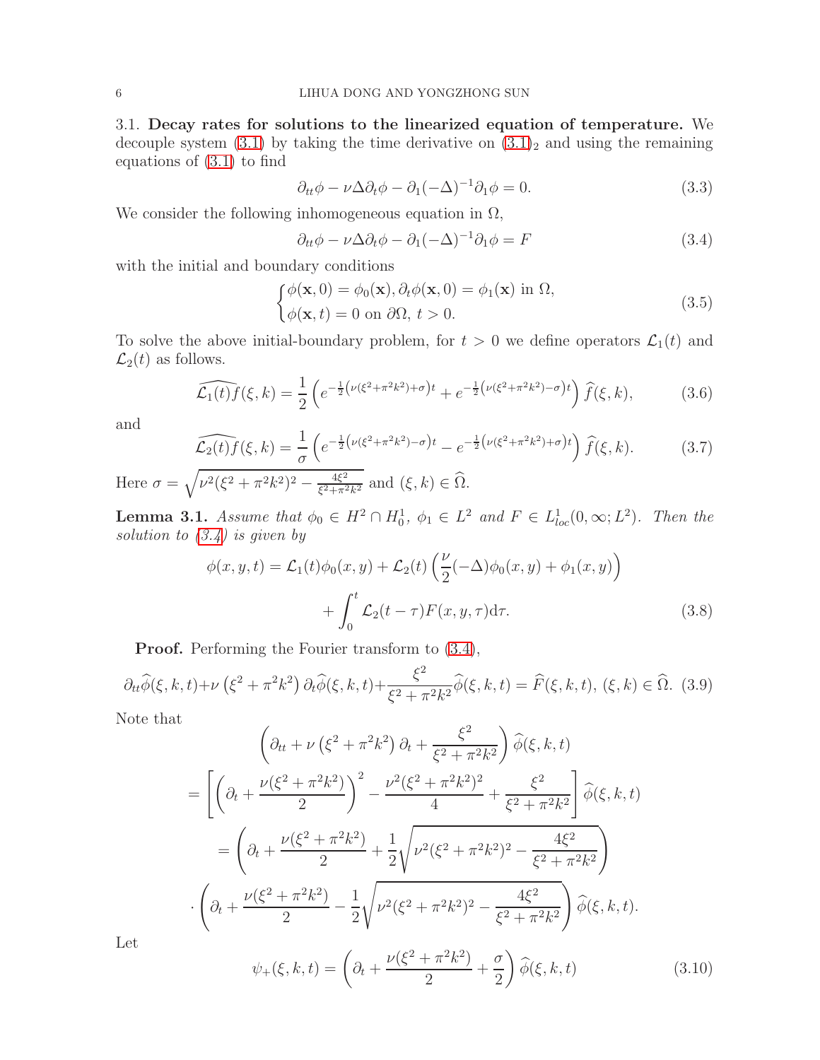3.1. **Decay rates for solutions to the linearized equation of temperature.** We decouple system (3.1) by taking the time derivative on $(3.1)_2$ and using the remaining equations of (3.1) to find

$$\partial_{tt}\phi - \nu\Delta\partial_t\phi - \partial_1(-\Delta)^{-1}\partial_1\phi = 0. \tag{3.3}$$

We consider the following inhomogeneous equation in $\Omega$,

$$\partial_{tt}\phi - \nu\Delta\partial_t\phi - \partial_1(-\Delta)^{-1}\partial_1\phi = F \tag{3.4}$$

with the initial and boundary conditions

$$\begin{cases} \phi(\mathbf{x},0) = \phi_0(\mathbf{x}), \partial_t\phi(\mathbf{x},0) = \phi_1(\mathbf{x}) \text{ in } \Omega, \\ \phi(\mathbf{x},t) = 0 \text{ on } \partial\Omega,\ t>0. \end{cases} \tag{3.5}$$

To solve the above initial-boundary problem, for $t>0$ we define operators $\mathcal{L}_1(t)$ and $\mathcal{L}_2(t)$ as follows.

$$\widehat{\mathcal{L}_1(t)f}(\xi,k) = \frac{1}{2}\left(e^{-\frac{1}{2}\left(\nu(\xi^2+\pi^2k^2)+\sigma\right)t} + e^{-\frac{1}{2}\left(\nu(\xi^2+\pi^2k^2)-\sigma\right)t}\right)\widehat{f}(\xi,k), \tag{3.6}$$

and

$$\widehat{\mathcal{L}_2(t)f}(\xi,k) = \frac{1}{\sigma}\left(e^{-\frac{1}{2}\left(\nu(\xi^2+\pi^2k^2)-\sigma\right)t} - e^{-\frac{1}{2}\left(\nu(\xi^2+\pi^2k^2)+\sigma\right)t}\right)\widehat{f}(\xi,k). \tag{3.7}$$

Here $\sigma = \sqrt{\nu^2(\xi^2+\pi^2k^2)^2 - \frac{4\xi^2}{\xi^2+\pi^2k^2}}$ and $(\xi,k)\in\widehat{\Omega}$.

**Lemma 3.1.** *Assume that $\phi_0 \in H^2\cap H_0^1$, $\phi_1\in L^2$ and $F\in L^1_{loc}(0,\infty;L^2)$. Then the solution to (3.4) is given by*

$$\begin{aligned} \phi(x,y,t) = {} & \mathcal{L}_1(t)\phi_0(x,y) + \mathcal{L}_2(t)\left(\frac{\nu}{2}(-\Delta)\phi_0(x,y) + \phi_1(x,y)\right) \\ & + \int_0^t \mathcal{L}_2(t-\tau)F(x,y,\tau)\mathrm{d}\tau. \end{aligned} \tag{3.8}$$

**Proof.** Performing the Fourier transform to (3.4),

$$\partial_{tt}\widehat{\phi}(\xi,k,t) + \nu\left(\xi^2+\pi^2k^2\right)\partial_t\widehat{\phi}(\xi,k,t) + \frac{\xi^2}{\xi^2+\pi^2k^2}\widehat{\phi}(\xi,k,t) = \widehat{F}(\xi,k,t),\ (\xi,k)\in\widehat{\Omega}. \tag{3.9}$$

Note that

$$\begin{aligned} & \left(\partial_{tt} + \nu\left(\xi^2+\pi^2k^2\right)\partial_t + \frac{\xi^2}{\xi^2+\pi^2k^2}\right)\widehat{\phi}(\xi,k,t) \\ = & \left[\left(\partial_t + \frac{\nu(\xi^2+\pi^2k^2)}{2}\right)^2 - \frac{\nu^2(\xi^2+\pi^2k^2)^2}{4} + \frac{\xi^2}{\xi^2+\pi^2k^2}\right]\widehat{\phi}(\xi,k,t) \\ = & \left(\partial_t + \frac{\nu(\xi^2+\pi^2k^2)}{2} + \frac{1}{2}\sqrt{\nu^2(\xi^2+\pi^2k^2)^2 - \frac{4\xi^2}{\xi^2+\pi^2k^2}}\right) \\ & \cdot\left(\partial_t + \frac{\nu(\xi^2+\pi^2k^2)}{2} - \frac{1}{2}\sqrt{\nu^2(\xi^2+\pi^2k^2)^2 - \frac{4\xi^2}{\xi^2+\pi^2k^2}}\right)\widehat{\phi}(\xi,k,t). \end{aligned}$$

Let

$$\psi_+(\xi,k,t) = \left(\partial_t + \frac{\nu(\xi^2+\pi^2k^2)}{2} + \frac{\sigma}{2}\right)\widehat{\phi}(\xi,k,t) \tag{3.10}$$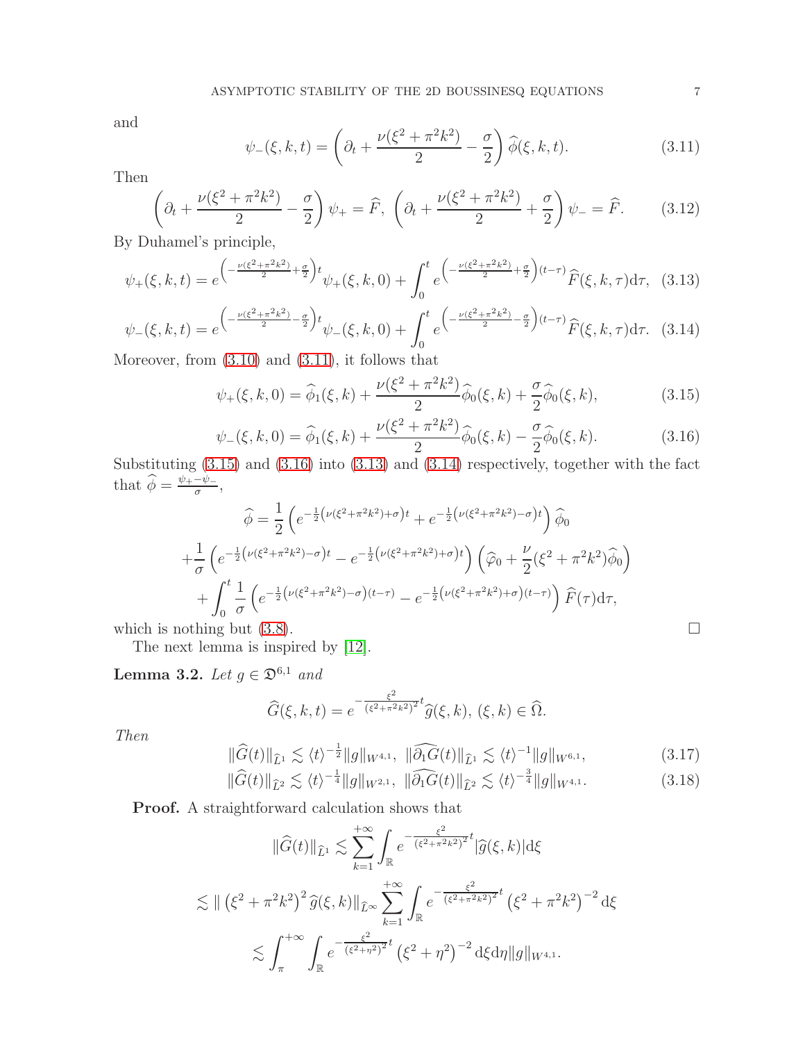and

$$
\psi_-(\xi,k,t) = \left(\partial_t + \frac{\nu(\xi^2+\pi^2k^2)}{2} - \frac{\sigma}{2}\right)\widehat{\phi}(\xi,k,t). \tag{3.11}
$$

Then

$$
\left(\partial_t + \frac{\nu(\xi^2+\pi^2k^2)}{2} - \frac{\sigma}{2}\right)\psi_+ = \widehat{F},\ \left(\partial_t + \frac{\nu(\xi^2+\pi^2k^2)}{2} + \frac{\sigma}{2}\right)\psi_- = \widehat{F}. \tag{3.12}
$$

By Duhamel's principle,

$$
\psi_+(\xi,k,t) = e^{\left(-\frac{\nu(\xi^2+\pi^2k^2)}{2}+\frac{\sigma}{2}\right)t}\psi_+(\xi,k,0) + \int_0^t e^{\left(-\frac{\nu(\xi^2+\pi^2k^2)}{2}+\frac{\sigma}{2}\right)(t-\tau)}\widehat{F}(\xi,k,\tau)\mathrm{d}\tau, \tag{3.13}
$$

$$
\psi_-(\xi,k,t) = e^{\left(-\frac{\nu(\xi^2+\pi^2k^2)}{2}-\frac{\sigma}{2}\right)t}\psi_-(\xi,k,0) + \int_0^t e^{\left(-\frac{\nu(\xi^2+\pi^2k^2)}{2}-\frac{\sigma}{2}\right)(t-\tau)}\widehat{F}(\xi,k,\tau)\mathrm{d}\tau. \tag{3.14}
$$

Moreover, from (3.10) and (3.11), it follows that

$$
\psi_+(\xi,k,0) = \widehat{\phi}_1(\xi,k) + \frac{\nu(\xi^2+\pi^2k^2)}{2}\widehat{\phi}_0(\xi,k) + \frac{\sigma}{2}\widehat{\phi}_0(\xi,k), \tag{3.15}
$$

$$
\psi_-(\xi,k,0) = \widehat{\phi}_1(\xi,k) + \frac{\nu(\xi^2+\pi^2k^2)}{2}\widehat{\phi}_0(\xi,k) - \frac{\sigma}{2}\widehat{\phi}_0(\xi,k). \tag{3.16}
$$

Substituting (3.15) and (3.16) into (3.13) and (3.14) respectively, together with the fact that $\widehat{\phi} = \frac{\psi_+ - \psi_-}{\sigma}$,

$$
\begin{aligned}
\widehat{\phi} &= \frac{1}{2}\left(e^{-\frac{1}{2}\left(\nu(\xi^2+\pi^2k^2)+\sigma\right)t} + e^{-\frac{1}{2}\left(\nu(\xi^2+\pi^2k^2)-\sigma\right)t}\right)\widehat{\phi}_0 \\
&+ \frac{1}{\sigma}\left(e^{-\frac{1}{2}\left(\nu(\xi^2+\pi^2k^2)-\sigma\right)t} - e^{-\frac{1}{2}\left(\nu(\xi^2+\pi^2k^2)+\sigma\right)t}\right)\left(\widehat{\varphi}_0 + \frac{\nu}{2}(\xi^2+\pi^2k^2)\widehat{\phi}_0\right) \\
&+ \int_0^t \frac{1}{\sigma}\left(e^{-\frac{1}{2}\left(\nu(\xi^2+\pi^2k^2)-\sigma\right)(t-\tau)} - e^{-\frac{1}{2}\left(\nu(\xi^2+\pi^2k^2)+\sigma\right)(t-\tau)}\right)\widehat{F}(\tau)\mathrm{d}\tau,
\end{aligned}
$$

which is nothing but (3.8). □

The next lemma is inspired by [12].

**Lemma 3.2.** *Let* $g \in \mathfrak{D}^{6,1}$ *and*

$$
\widehat{G}(\xi,k,t) = e^{-\frac{\xi^2}{(\xi^2+\pi^2k^2)^2}t}\widehat{g}(\xi,k),\ (\xi,k) \in \widehat{\Omega}.
$$

*Then*

$$
\|\widehat{G}(t)\|_{\widehat{L}^1} \lesssim \langle t\rangle^{-\frac{1}{2}}\|g\|_{W^{4,1}},\ \|\widehat{\partial_1 G}(t)\|_{\widehat{L}^1} \lesssim \langle t\rangle^{-1}\|g\|_{W^{6,1}}, \tag{3.17}
$$

$$
\|\widehat{G}(t)\|_{\widehat{L}^2} \lesssim \langle t\rangle^{-\frac{1}{4}}\|g\|_{W^{2,1}},\ \|\widehat{\partial_1 G}(t)\|_{\widehat{L}^2} \lesssim \langle t\rangle^{-\frac{3}{4}}\|g\|_{W^{4,1}}. \tag{3.18}
$$

**Proof.** A straightforward calculation shows that

$$
\begin{aligned}
\|\widehat{G}(t)\|_{\widehat{L}^1} &\lesssim \sum_{k=1}^{+\infty}\int_{\mathbb{R}} e^{-\frac{\xi^2}{(\xi^2+\pi^2k^2)^2}t}|\widehat{g}(\xi,k)|\mathrm{d}\xi \\
&\lesssim \|\left(\xi^2+\pi^2k^2\right)^2\widehat{g}(\xi,k)\|_{\widehat{L}^\infty}\sum_{k=1}^{+\infty}\int_{\mathbb{R}} e^{-\frac{\xi^2}{(\xi^2+\pi^2k^2)^2}t}\left(\xi^2+\pi^2k^2\right)^{-2}\mathrm{d}\xi \\
&\lesssim \int_\pi^{+\infty}\int_{\mathbb{R}} e^{-\frac{\xi^2}{(\xi^2+\eta^2)^2}t}\left(\xi^2+\eta^2\right)^{-2}\mathrm{d}\xi\mathrm{d}\eta\|g\|_{W^{4,1}}.
\end{aligned}
$$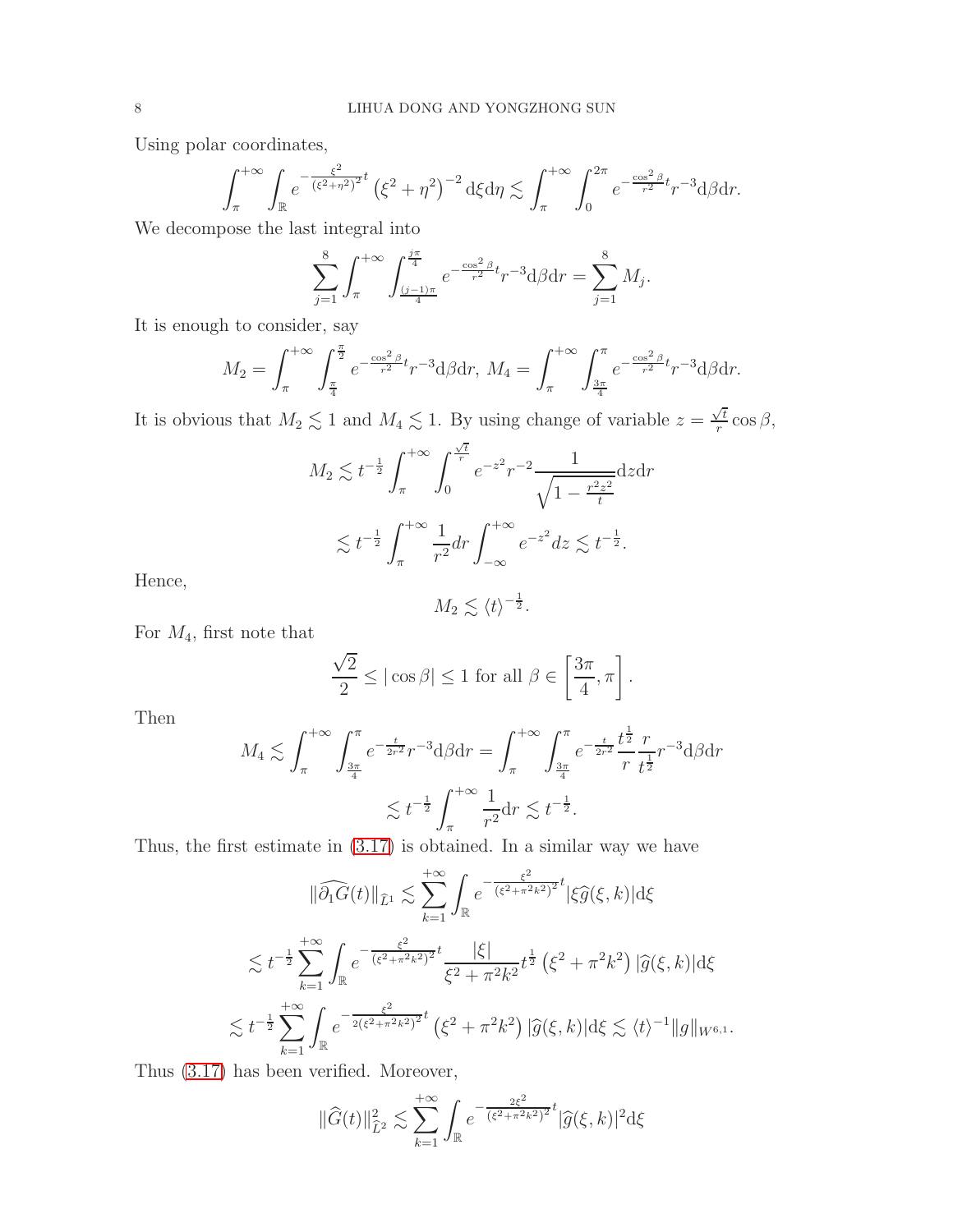Using polar coordinates,

$$\int_{\pi}^{+\infty}\int_{\mathbb{R}} e^{-\frac{\xi^2}{(\xi^2+\eta^2)^2}t}\left(\xi^2+\eta^2\right)^{-2}\mathrm{d}\xi\mathrm{d}\eta \lesssim \int_{\pi}^{+\infty}\int_{0}^{2\pi} e^{-\frac{\cos^2\beta}{r^2}t} r^{-3}\mathrm{d}\beta\mathrm{d}r.$$

We decompose the last integral into

$$\sum_{j=1}^{8}\int_{\pi}^{+\infty}\int_{\frac{(j-1)\pi}{4}}^{\frac{j\pi}{4}} e^{-\frac{\cos^2\beta}{r^2}t} r^{-3}\mathrm{d}\beta\mathrm{d}r = \sum_{j=1}^{8} M_j.$$

It is enough to consider, say

$$M_2 = \int_{\pi}^{+\infty}\int_{\frac{\pi}{4}}^{\frac{\pi}{2}} e^{-\frac{\cos^2\beta}{r^2}t} r^{-3}\mathrm{d}\beta\mathrm{d}r,\ M_4 = \int_{\pi}^{+\infty}\int_{\frac{3\pi}{4}}^{\pi} e^{-\frac{\cos^2\beta}{r^2}t} r^{-3}\mathrm{d}\beta\mathrm{d}r.$$

It is obvious that $M_2 \lesssim 1$ and $M_4 \lesssim 1$. By using change of variable $z = \frac{\sqrt{t}}{r}\cos\beta$,

$$M_2 \lesssim t^{-\frac{1}{2}}\int_{\pi}^{+\infty}\int_{0}^{\frac{\sqrt{t}}{r}} e^{-z^2} r^{-2}\frac{1}{\sqrt{1-\frac{r^2z^2}{t}}}\mathrm{d}z\mathrm{d}r$$

$$\lesssim t^{-\frac{1}{2}}\int_{\pi}^{+\infty}\frac{1}{r^2}dr\int_{-\infty}^{+\infty} e^{-z^2}dz \lesssim t^{-\frac{1}{2}}.$$

Hence,

$$M_2 \lesssim \langle t\rangle^{-\frac{1}{2}}.$$

For $M_4$, first note that

$$\frac{\sqrt{2}}{2} \le |\cos\beta| \le 1 \text{ for all } \beta \in \left[\frac{3\pi}{4},\pi\right].$$

Then

$$M_4 \lesssim \int_{\pi}^{+\infty}\int_{\frac{3\pi}{4}}^{\pi} e^{-\frac{t}{2r^2}} r^{-3}\mathrm{d}\beta\mathrm{d}r = \int_{\pi}^{+\infty}\int_{\frac{3\pi}{4}}^{\pi} e^{-\frac{t}{2r^2}}\frac{t^{\frac{1}{2}}}{r}\frac{r}{t^{\frac{1}{2}}} r^{-3}\mathrm{d}\beta\mathrm{d}r$$

$$\lesssim t^{-\frac{1}{2}}\int_{\pi}^{+\infty}\frac{1}{r^2}\mathrm{d}r \lesssim t^{-\frac{1}{2}}.$$

Thus, the first estimate in (3.17) is obtained. In a similar way we have

$$\|\widehat{\partial_1 G}(t)\|_{\hat{L}^1} \lesssim \sum_{k=1}^{+\infty}\int_{\mathbb{R}} e^{-\frac{\xi^2}{(\xi^2+\pi^2k^2)^2}t}|\xi\hat{g}(\xi,k)|\mathrm{d}\xi$$

$$\lesssim t^{-\frac{1}{2}}\sum_{k=1}^{+\infty}\int_{\mathbb{R}} e^{-\frac{\xi^2}{(\xi^2+\pi^2k^2)^2}t}\frac{|\xi|}{\xi^2+\pi^2k^2}t^{\frac{1}{2}}\left(\xi^2+\pi^2k^2\right)|\hat{g}(\xi,k)|\mathrm{d}\xi$$

$$\lesssim t^{-\frac{1}{2}}\sum_{k=1}^{+\infty}\int_{\mathbb{R}} e^{-\frac{\xi^2}{2(\xi^2+\pi^2k^2)^2}t}\left(\xi^2+\pi^2k^2\right)|\hat{g}(\xi,k)|\mathrm{d}\xi \lesssim \langle t\rangle^{-1}\|g\|_{W^{6,1}}.$$

Thus (3.17) has been verified. Moreover,

$$\|\widehat{G}(t)\|_{\hat{L}^2}^2 \lesssim \sum_{k=1}^{+\infty}\int_{\mathbb{R}} e^{-\frac{2\xi^2}{(\xi^2+\pi^2k^2)^2}t}|\hat{g}(\xi,k)|^2\mathrm{d}\xi$$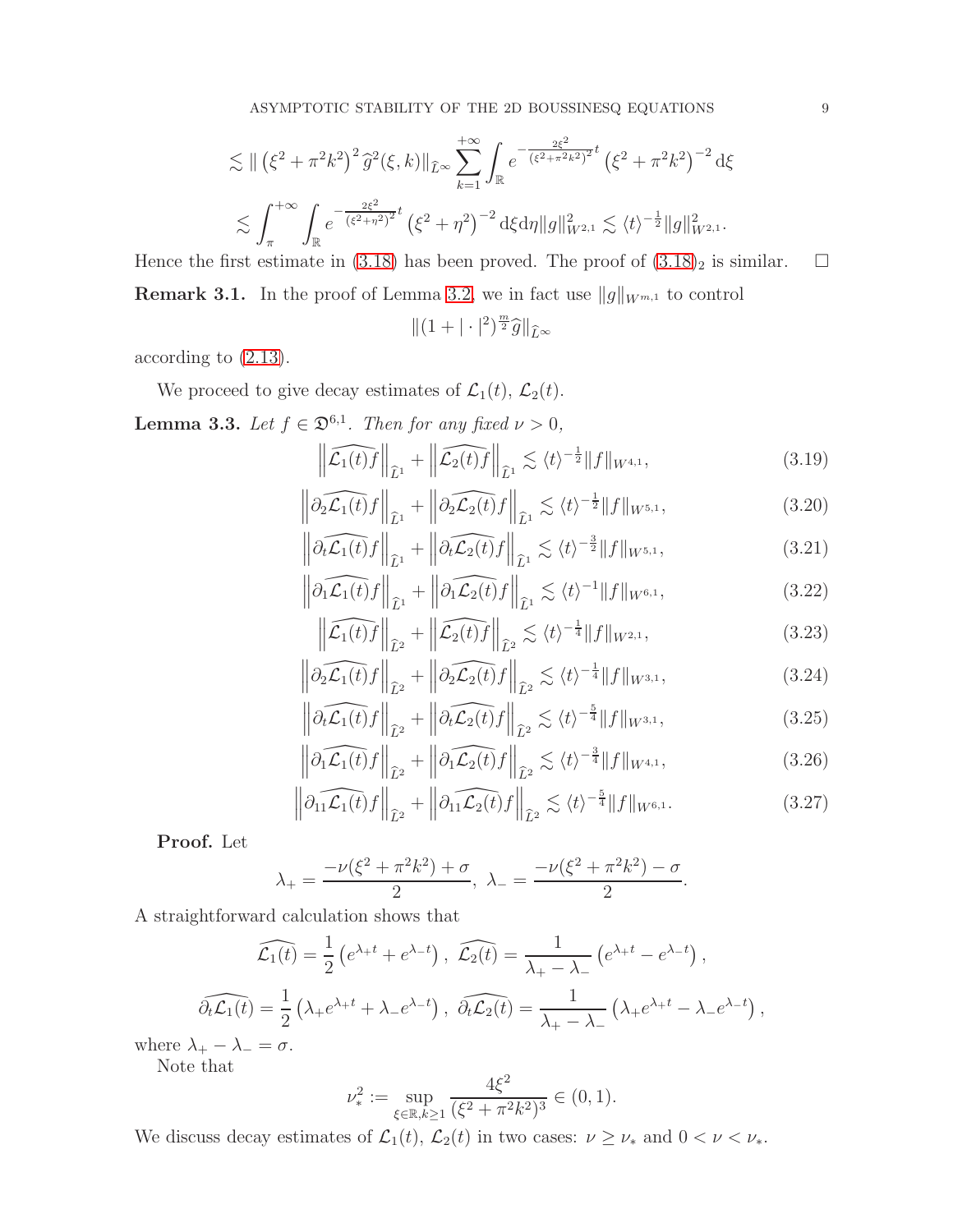$$
\lesssim \| \left(\xi^2+\pi^2k^2\right)^2 \widehat{g}^2(\xi,k)\|_{\widehat{L}^\infty} \sum_{k=1}^{+\infty} \int_{\mathbb{R}} e^{-\frac{2\xi^2}{\left(\xi^2+\pi^2k^2\right)^2}t} \left(\xi^2+\pi^2k^2\right)^{-2} \mathrm{d}\xi
$$

$$
\lesssim \int_\pi^{+\infty} \int_{\mathbb{R}} e^{-\frac{2\xi^2}{\left(\xi^2+\eta^2\right)^2}t} \left(\xi^2+\eta^2\right)^{-2} \mathrm{d}\xi \mathrm{d}\eta \|g\|_{W^{2,1}}^2 \lesssim \langle t\rangle^{-\frac{1}{2}} \|g\|_{W^{2,1}}^2.
$$

Hence the first estimate in (3.18) has been proved. The proof of $(3.18)_2$ is similar. $\square$

**Remark 3.1.** In the proof of Lemma 3.2, we in fact use $\|g\|_{W^{m,1}}$ to control

$$
\|(1+|\cdot|^2)^{\frac{m}{2}}\widehat{g}\|_{\widehat{L}^\infty}
$$

according to (2.13).

We proceed to give decay estimates of $\mathcal{L}_1(t)$, $\mathcal{L}_2(t)$.

**Lemma 3.3.** *Let $f \in \mathfrak{D}^{6,1}$. Then for any fixed $\nu > 0$,*

$$
\left\|\widehat{\mathcal{L}_1(t)f}\right\|_{\widehat{L}^1} + \left\|\widehat{\mathcal{L}_2(t)f}\right\|_{\widehat{L}^1} \lesssim \langle t\rangle^{-\frac{1}{2}}\|f\|_{W^{4,1}}, \tag{3.19}
$$

$$
\left\|\partial_2\widehat{\mathcal{L}_1(t)f}\right\|_{\widehat{L}^1} + \left\|\partial_2\widehat{\mathcal{L}_2(t)f}\right\|_{\widehat{L}^1} \lesssim \langle t\rangle^{-\frac{1}{2}}\|f\|_{W^{5,1}}, \tag{3.20}
$$

$$
\left\|\partial_t\widehat{\mathcal{L}_1(t)f}\right\|_{\widehat{L}^1} + \left\|\partial_t\widehat{\mathcal{L}_2(t)f}\right\|_{\widehat{L}^1} \lesssim \langle t\rangle^{-\frac{3}{2}}\|f\|_{W^{5,1}}, \tag{3.21}
$$

$$
\left\|\partial_1\widehat{\mathcal{L}_1(t)f}\right\|_{\widehat{L}^1} + \left\|\partial_1\widehat{\mathcal{L}_2(t)f}\right\|_{\widehat{L}^1} \lesssim \langle t\rangle^{-1}\|f\|_{W^{6,1}}, \tag{3.22}
$$

$$
\left\|\widehat{\mathcal{L}_1(t)f}\right\|_{\widehat{L}^2} + \left\|\widehat{\mathcal{L}_2(t)f}\right\|_{\widehat{L}^2} \lesssim \langle t\rangle^{-\frac{1}{4}}\|f\|_{W^{2,1}}, \tag{3.23}
$$

$$
\left\|\partial_2\widehat{\mathcal{L}_1(t)f}\right\|_{\widehat{L}^2} + \left\|\partial_2\widehat{\mathcal{L}_2(t)f}\right\|_{\widehat{L}^2} \lesssim \langle t\rangle^{-\frac{1}{4}}\|f\|_{W^{3,1}}, \tag{3.24}
$$

$$
\left\|\partial_t\widehat{\mathcal{L}_1(t)f}\right\|_{\widehat{L}^2} + \left\|\partial_t\widehat{\mathcal{L}_2(t)f}\right\|_{\widehat{L}^2} \lesssim \langle t\rangle^{-\frac{5}{4}}\|f\|_{W^{3,1}}, \tag{3.25}
$$

$$
\left\|\partial_1\widehat{\mathcal{L}_1(t)f}\right\|_{\widehat{L}^2} + \left\|\partial_1\widehat{\mathcal{L}_2(t)f}\right\|_{\widehat{L}^2} \lesssim \langle t\rangle^{-\frac{3}{4}}\|f\|_{W^{4,1}}, \tag{3.26}
$$

$$
\left\|\partial_{11}\widehat{\mathcal{L}_1(t)f}\right\|_{\widehat{L}^2} + \left\|\partial_{11}\widehat{\mathcal{L}_2(t)f}\right\|_{\widehat{L}^2} \lesssim \langle t\rangle^{-\frac{5}{4}}\|f\|_{W^{6,1}}. \tag{3.27}
$$

**Proof.** Let

$$
\lambda_+ = \frac{-\nu(\xi^2+\pi^2k^2)+\sigma}{2},\ \lambda_- = \frac{-\nu(\xi^2+\pi^2k^2)-\sigma}{2}.
$$

A straightforward calculation shows that

$$
\widehat{\mathcal{L}_1(t)} = \frac{1}{2}\left(e^{\lambda_+ t}+e^{\lambda_- t}\right),\ \widehat{\mathcal{L}_2(t)} = \frac{1}{\lambda_+-\lambda_-}\left(e^{\lambda_+ t}-e^{\lambda_- t}\right),
$$

$$
\widehat{\partial_t\mathcal{L}_1(t)} = \frac{1}{2}\left(\lambda_+e^{\lambda_+ t}+\lambda_-e^{\lambda_- t}\right),\ \widehat{\partial_t\mathcal{L}_2(t)} = \frac{1}{\lambda_+-\lambda_-}\left(\lambda_+e^{\lambda_+ t}-\lambda_-e^{\lambda_- t}\right),
$$

where $\lambda_+ - \lambda_- = \sigma$.

Note that

$$
\nu_*^2 := \sup_{\xi\in\mathbb{R},k\geq 1} \frac{4\xi^2}{(\xi^2+\pi^2k^2)^3} \in (0,1).
$$

We discuss decay estimates of $\mathcal{L}_1(t)$, $\mathcal{L}_2(t)$ in two cases: $\nu \geq \nu_*$ and $0 < \nu < \nu_*$.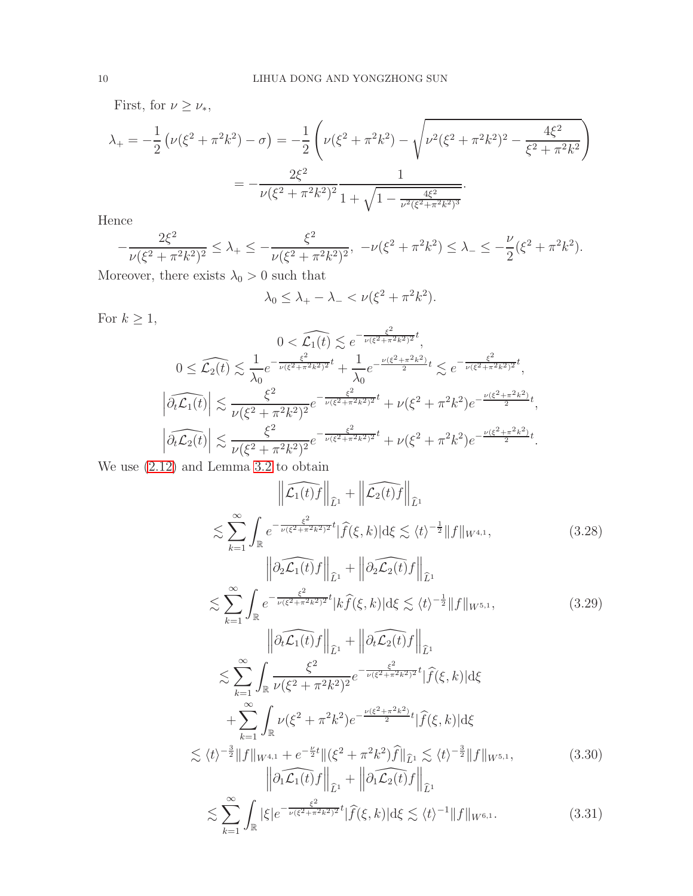First, for $\nu \geq \nu_*$,

$$
\lambda_+ = -\frac{1}{2}\left(\nu(\xi^2+\pi^2k^2) - \sigma\right) = -\frac{1}{2}\left(\nu(\xi^2+\pi^2k^2) - \sqrt{\nu^2(\xi^2+\pi^2k^2)^2 - \frac{4\xi^2}{\xi^2+\pi^2k^2}}\right)
$$

$$
= -\frac{2\xi^2}{\nu(\xi^2+\pi^2k^2)^2}\frac{1}{1+\sqrt{1-\frac{4\xi^2}{\nu^2(\xi^2+\pi^2k^2)^3}}}.
$$

Hence

$$
-\frac{2\xi^2}{\nu(\xi^2+\pi^2k^2)^2} \leq \lambda_+ \leq -\frac{\xi^2}{\nu(\xi^2+\pi^2k^2)^2}, \; -\nu(\xi^2+\pi^2k^2) \leq \lambda_- \leq -\frac{\nu}{2}(\xi^2+\pi^2k^2).
$$

Moreover, there exists $\lambda_0 > 0$ such that

$$
\lambda_0 \leq \lambda_+ - \lambda_- < \nu(\xi^2+\pi^2k^2).
$$

For $k \geq 1$,

$$
0 < \widehat{\mathcal{L}_1(t)} \lesssim e^{-\frac{\xi^2}{\nu(\xi^2+\pi^2k^2)^2}t},
$$

$$
0 \leq \widehat{\mathcal{L}_2(t)} \lesssim \frac{1}{\lambda_0}e^{-\frac{\xi^2}{\nu(\xi^2+\pi^2k^2)^2}t} + \frac{1}{\lambda_0}e^{-\frac{\nu(\xi^2+\pi^2k^2)}{2}t} \lesssim e^{-\frac{\xi^2}{\nu(\xi^2+\pi^2k^2)^2}t},
$$

$$
\left|\widehat{\partial_t\mathcal{L}_1(t)}\right| \lesssim \frac{\xi^2}{\nu(\xi^2+\pi^2k^2)^2}e^{-\frac{\xi^2}{\nu(\xi^2+\pi^2k^2)^2}t} + \nu(\xi^2+\pi^2k^2)e^{-\frac{\nu(\xi^2+\pi^2k^2)}{2}t},
$$

$$
\left|\widehat{\partial_t\mathcal{L}_2(t)}\right| \lesssim \frac{\xi^2}{\nu(\xi^2+\pi^2k^2)^2}e^{-\frac{\xi^2}{\nu(\xi^2+\pi^2k^2)^2}t} + \nu(\xi^2+\pi^2k^2)e^{-\frac{\nu(\xi^2+\pi^2k^2)}{2}t}.
$$

We use (2.12) and Lemma 3.2 to obtain

$$
\begin{aligned}
&\left\|\widehat{\mathcal{L}_1(t)f}\right\|_{\widehat{L}^1} + \left\|\widehat{\mathcal{L}_2(t)f}\right\|_{\widehat{L}^1} \\
&\lesssim \sum_{k=1}^{\infty}\int_{\mathbb{R}} e^{-\frac{\xi^2}{\nu(\xi^2+\pi^2k^2)^2}t}|\widehat{f}(\xi,k)|\mathrm{d}\xi \lesssim \langle t\rangle^{-\frac{1}{2}}\|f\|_{W^{4,1}},
\end{aligned} \tag{3.28}
$$

$$
\begin{aligned}
&\left\|\widehat{\partial_2\mathcal{L}_1(t)f}\right\|_{\widehat{L}^1} + \left\|\widehat{\partial_2\mathcal{L}_2(t)f}\right\|_{\widehat{L}^1} \\
&\lesssim \sum_{k=1}^{\infty}\int_{\mathbb{R}} e^{-\frac{\xi^2}{\nu(\xi^2+\pi^2k^2)^2}t}|k\widehat{f}(\xi,k)|\mathrm{d}\xi \lesssim \langle t\rangle^{-\frac{1}{2}}\|f\|_{W^{5,1}},
\end{aligned} \tag{3.29}
$$

$$
\begin{aligned}
&\left\|\widehat{\partial_t\mathcal{L}_1(t)f}\right\|_{\widehat{L}^1} + \left\|\widehat{\partial_t\mathcal{L}_2(t)f}\right\|_{\widehat{L}^1} \\
&\lesssim \sum_{k=1}^{\infty}\int_{\mathbb{R}} \frac{\xi^2}{\nu(\xi^2+\pi^2k^2)^2}e^{-\frac{\xi^2}{\nu(\xi^2+\pi^2k^2)^2}t}|\widehat{f}(\xi,k)|\mathrm{d}\xi \\
&\quad + \sum_{k=1}^{\infty}\int_{\mathbb{R}} \nu(\xi^2+\pi^2k^2)e^{-\frac{\nu(\xi^2+\pi^2k^2)}{2}t}|\widehat{f}(\xi,k)|\mathrm{d}\xi \\
&\lesssim \langle t\rangle^{-\frac{3}{2}}\|f\|_{W^{4,1}} + e^{-\frac{\nu}{2}t}\|(\xi^2+\pi^2k^2)\widehat{f}\|_{\widehat{L}^1} \lesssim \langle t\rangle^{-\frac{3}{2}}\|f\|_{W^{5,1}},
\end{aligned} \tag{3.30}
$$

$$
\begin{aligned}
&\left\|\widehat{\partial_1\mathcal{L}_1(t)f}\right\|_{\widehat{L}^1} + \left\|\widehat{\partial_1\mathcal{L}_2(t)f}\right\|_{\widehat{L}^1} \\
&\lesssim \sum_{k=1}^{\infty}\int_{\mathbb{R}} |\xi|e^{-\frac{\xi^2}{\nu(\xi^2+\pi^2k^2)^2}t}|\widehat{f}(\xi,k)|\mathrm{d}\xi \lesssim \langle t\rangle^{-1}\|f\|_{W^{6,1}}.
\end{aligned} \tag{3.31}
$$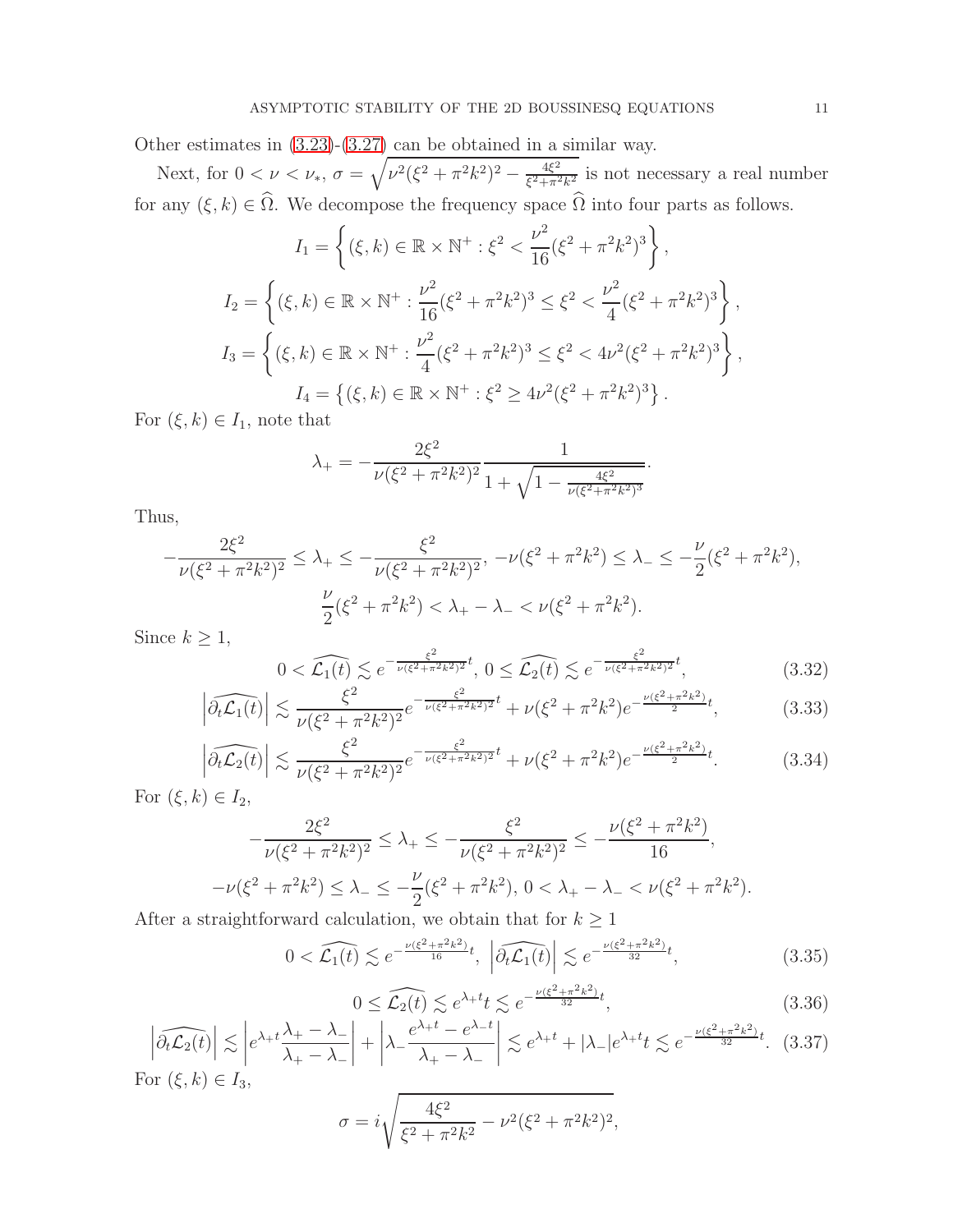Other estimates in (3.23)-(3.27) can be obtained in a similar way.

Next, for $0 < \nu < \nu_*$, $\sigma = \sqrt{\nu^2(\xi^2+\pi^2k^2)^2 - \frac{4\xi^2}{\xi^2+\pi^2k^2}}$ is not necessary a real number for any $(\xi, k) \in \widehat{\Omega}$. We decompose the frequency space $\widehat{\Omega}$ into four parts as follows.

$$
I_1 = \left\{ (\xi, k) \in \mathbb{R} \times \mathbb{N}^+ : \xi^2 < \frac{\nu^2}{16}(\xi^2+\pi^2k^2)^3 \right\},
$$

$$
I_2 = \left\{ (\xi, k) \in \mathbb{R} \times \mathbb{N}^+ : \frac{\nu^2}{16}(\xi^2+\pi^2k^2)^3 \le \xi^2 < \frac{\nu^2}{4}(\xi^2+\pi^2k^2)^3 \right\},
$$

$$
I_3 = \left\{ (\xi, k) \in \mathbb{R} \times \mathbb{N}^+ : \frac{\nu^2}{4}(\xi^2+\pi^2k^2)^3 \le \xi^2 < 4\nu^2(\xi^2+\pi^2k^2)^3 \right\},
$$

$$
I_4 = \left\{ (\xi, k) \in \mathbb{R} \times \mathbb{N}^+ : \xi^2 \ge 4\nu^2(\xi^2+\pi^2k^2)^3 \right\}.
$$

For $(\xi, k) \in I_1$, note that

$$
\lambda_+ = -\frac{2\xi^2}{\nu(\xi^2+\pi^2k^2)^2} \frac{1}{1+\sqrt{1-\frac{4\xi^2}{\nu(\xi^2+\pi^2k^2)^3}}}.
$$

Thus,

$$
-\frac{2\xi^2}{\nu(\xi^2+\pi^2k^2)^2} \le \lambda_+ \le -\frac{\xi^2}{\nu(\xi^2+\pi^2k^2)^2},\ -\nu(\xi^2+\pi^2k^2) \le \lambda_- \le -\frac{\nu}{2}(\xi^2+\pi^2k^2),
$$

$$
\frac{\nu}{2}(\xi^2+\pi^2k^2) < \lambda_+ - \lambda_- < \nu(\xi^2+\pi^2k^2).
$$

Since $k \ge 1$,

$$
0 < \widehat{\mathcal{L}_1(t)} \lesssim e^{-\frac{\xi^2}{\nu(\xi^2+\pi^2k^2)^2}t},\ 0 \le \widehat{\mathcal{L}_2(t)} \lesssim e^{-\frac{\xi^2}{\nu(\xi^2+\pi^2k^2)^2}t}, \tag{3.32}
$$

$$
\left|\widehat{\partial_t\mathcal{L}_1(t)}\right| \lesssim \frac{\xi^2}{\nu(\xi^2+\pi^2k^2)^2} e^{-\frac{\xi^2}{\nu(\xi^2+\pi^2k^2)^2}t} + \nu(\xi^2+\pi^2k^2)e^{-\frac{\nu(\xi^2+\pi^2k^2)}{2}t}, \tag{3.33}
$$

$$
\left|\widehat{\partial_t\mathcal{L}_2(t)}\right| \lesssim \frac{\xi^2}{\nu(\xi^2+\pi^2k^2)^2} e^{-\frac{\xi^2}{\nu(\xi^2+\pi^2k^2)^2}t} + \nu(\xi^2+\pi^2k^2)e^{-\frac{\nu(\xi^2+\pi^2k^2)}{2}t}. \tag{3.34}
$$

For $(\xi, k) \in I_2$,

$$
-\frac{2\xi^2}{\nu(\xi^2+\pi^2k^2)^2} \le \lambda_+ \le -\frac{\xi^2}{\nu(\xi^2+\pi^2k^2)^2} \le -\frac{\nu(\xi^2+\pi^2k^2)}{16},
$$

$$
-\nu(\xi^2+\pi^2k^2) \le \lambda_- \le -\frac{\nu}{2}(\xi^2+\pi^2k^2),\ 0 < \lambda_+ - \lambda_- < \nu(\xi^2+\pi^2k^2).
$$

After a straightforward calculation, we obtain that for $k \ge 1$

$$
0 < \widehat{\mathcal{L}_1(t)} \lesssim e^{-\frac{\nu(\xi^2+\pi^2k^2)}{16}t},\ \left|\widehat{\partial_t\mathcal{L}_1(t)}\right| \lesssim e^{-\frac{\nu(\xi^2+\pi^2k^2)}{32}t}, \tag{3.35}
$$

$$
0 \le \widehat{\mathcal{L}_2(t)} \lesssim e^{\lambda_+ t}t \lesssim e^{-\frac{\nu(\xi^2+\pi^2k^2)}{32}t}, \tag{3.36}
$$

$$
\left|\widehat{\partial_t\mathcal{L}_2(t)}\right| \lesssim \left| e^{\lambda_+ t}\frac{\lambda_+ - \lambda_-}{\lambda_+ - \lambda_-}\right| + \left|\lambda_- \frac{e^{\lambda_+ t} - e^{\lambda_- t}}{\lambda_+ - \lambda_-}\right| \lesssim e^{\lambda_+ t} + |\lambda_-| e^{\lambda_+ t}t \lesssim e^{-\frac{\nu(\xi^2+\pi^2k^2)}{32}t}. \tag{3.37}
$$

For $(\xi, k) \in I_3$,

$$
\sigma = i\sqrt{\frac{4\xi^2}{\xi^2+\pi^2k^2} - \nu^2(\xi^2+\pi^2k^2)^2},
$$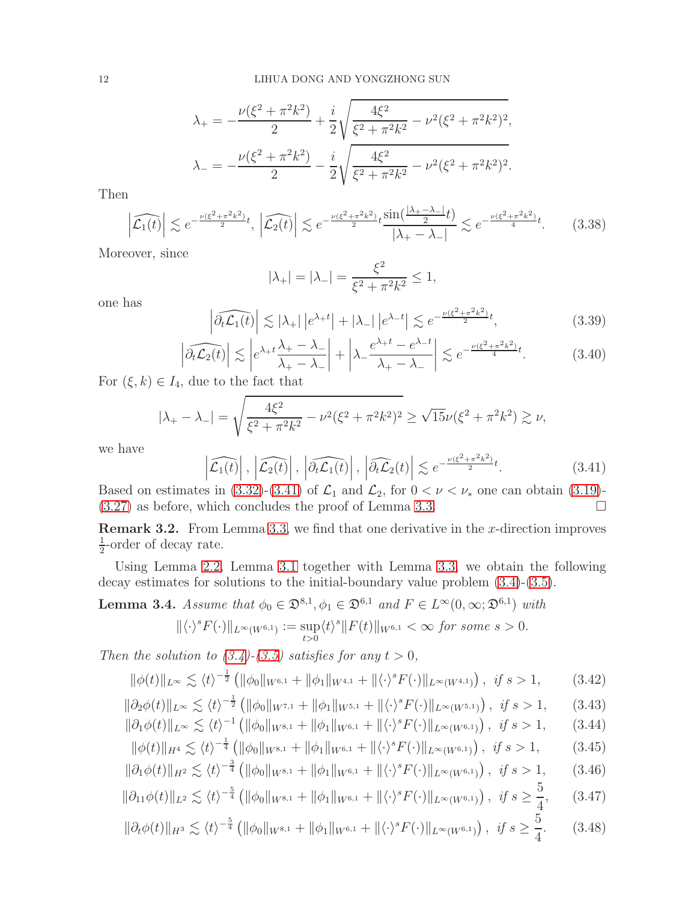$$\lambda_+ = -\frac{\nu(\xi^2+\pi^2k^2)}{2} + \frac{i}{2}\sqrt{\frac{4\xi^2}{\xi^2+\pi^2k^2} - \nu^2(\xi^2+\pi^2k^2)^2},$$

$$\lambda_- = -\frac{\nu(\xi^2+\pi^2k^2)}{2} - \frac{i}{2}\sqrt{\frac{4\xi^2}{\xi^2+\pi^2k^2} - \nu^2(\xi^2+\pi^2k^2)^2}.$$

Then

$$\left|\widehat{\mathcal{L}_1(t)}\right| \lesssim e^{-\frac{\nu(\xi^2+\pi^2k^2)}{2}t},\ \left|\widehat{\mathcal{L}_2(t)}\right| \lesssim e^{-\frac{\nu(\xi^2+\pi^2k^2)}{2}t}\frac{\sin(\frac{|\lambda_+-\lambda_-|}{2}t)}{|\lambda_+-\lambda_-|} \lesssim e^{-\frac{\nu(\xi^2+\pi^2k^2)}{4}t}. \tag{3.38}$$

Moreover, since

$$|\lambda_+| = |\lambda_-| = \frac{\xi^2}{\xi^2+\pi^2k^2} \le 1,$$

one has

$$\left|\widehat{\partial_t\mathcal{L}_1(t)}\right| \lesssim |\lambda_+|\left|e^{\lambda_+t}\right| + |\lambda_-|\left|e^{\lambda_-t}\right| \lesssim e^{-\frac{\nu(\xi^2+\pi^2k^2)}{2}t}, \tag{3.39}$$

$$\left|\widehat{\partial_t\mathcal{L}_2(t)}\right| \lesssim \left|e^{\lambda_+t}\frac{\lambda_+-\lambda_-}{\lambda_+-\lambda_-}\right| + \left|\lambda_-\frac{e^{\lambda_+t}-e^{\lambda_-t}}{\lambda_+-\lambda_-}\right| \lesssim e^{-\frac{\nu(\xi^2+\pi^2k^2)}{4}t}. \tag{3.40}$$

For $(\xi, k) \in I_4$, due to the fact that

$$|\lambda_+-\lambda_-| = \sqrt{\frac{4\xi^2}{\xi^2+\pi^2k^2} - \nu^2(\xi^2+\pi^2k^2)^2} \ge \sqrt{15}\nu(\xi^2+\pi^2k^2) \gtrsim \nu,$$

we have

$$\left|\widehat{\mathcal{L}_1(t)}\right|,\ \left|\widehat{\mathcal{L}_2(t)}\right|,\ \left|\widehat{\partial_t\mathcal{L}_1(t)}\right|,\ \left|\widehat{\partial_t\mathcal{L}_2}(t)\right| \lesssim e^{-\frac{\nu(\xi^2+\pi^2k^2)}{2}t}. \tag{3.41}$$

Based on estimates in (3.32)-(3.41) of $\mathcal{L}_1$ and $\mathcal{L}_2$, for $0 < \nu < \nu_*$ one can obtain (3.19)-(3.27) as before, which concludes the proof of Lemma 3.3. $\square$

**Remark 3.2.** From Lemma 3.3, we find that one derivative in the $x$-direction improves $\frac{1}{2}$-order of decay rate.

Using Lemma 2.2, Lemma 3.1 together with Lemma 3.3, we obtain the following decay estimates for solutions to the initial-boundary value problem (3.4)-(3.5).

**Lemma 3.4.** *Assume that $\phi_0 \in \mathfrak{D}^{8,1}, \phi_1 \in \mathfrak{D}^{6,1}$ and $F \in L^\infty(0,\infty;\mathfrak{D}^{6,1})$ with*

$$\|\langle\cdot\rangle^s F(\cdot)\|_{L^\infty(W^{6,1})} := \sup_{t>0}\langle t\rangle^s\|F(t)\|_{W^{6,1}} < \infty \text{ for some } s > 0.$$

*Then the solution to (3.4)-(3.5) satisfies for any $t > 0$,*

$$\|\phi(t)\|_{L^\infty} \lesssim \langle t\rangle^{-\frac{1}{2}}\left(\|\phi_0\|_{W^{6,1}} + \|\phi_1\|_{W^{4,1}} + \|\langle\cdot\rangle^s F(\cdot)\|_{L^\infty(W^{4,1})}\right),\ \text{ if } s > 1, \tag{3.42}$$

$$\|\partial_2\phi(t)\|_{L^\infty} \lesssim \langle t\rangle^{-\frac{1}{2}}\left(\|\phi_0\|_{W^{7,1}} + \|\phi_1\|_{W^{5,1}} + \|\langle\cdot\rangle^s F(\cdot)\|_{L^\infty(W^{5,1})}\right),\ \text{ if } s > 1, \tag{3.43}$$

$$\|\partial_1\phi(t)\|_{L^\infty} \lesssim \langle t\rangle^{-1}\left(\|\phi_0\|_{W^{8,1}} + \|\phi_1\|_{W^{6,1}} + \|\langle\cdot\rangle^s F(\cdot)\|_{L^\infty(W^{6,1})}\right),\ \text{ if } s > 1, \tag{3.44}$$

$$\|\phi(t)\|_{H^4} \lesssim \langle t\rangle^{-\frac{1}{4}}\left(\|\phi_0\|_{W^{8,1}} + \|\phi_1\|_{W^{6,1}} + \|\langle\cdot\rangle^s F(\cdot)\|_{L^\infty(W^{6,1})}\right),\ \text{ if } s > 1, \tag{3.45}$$

$$\|\partial_1\phi(t)\|_{H^2} \lesssim \langle t\rangle^{-\frac{3}{4}}\left(\|\phi_0\|_{W^{8,1}} + \|\phi_1\|_{W^{6,1}} + \|\langle\cdot\rangle^s F(\cdot)\|_{L^\infty(W^{6,1})}\right),\ \text{ if } s > 1, \tag{3.46}$$

$$\|\partial_{11}\phi(t)\|_{L^2} \lesssim \langle t\rangle^{-\frac{5}{4}}\left(\|\phi_0\|_{W^{8,1}} + \|\phi_1\|_{W^{6,1}} + \|\langle\cdot\rangle^s F(\cdot)\|_{L^\infty(W^{6,1})}\right),\ \text{ if } s \ge \frac{5}{4}, \tag{3.47}$$

$$\|\partial_t\phi(t)\|_{H^3} \lesssim \langle t\rangle^{-\frac{5}{4}}\left(\|\phi_0\|_{W^{8,1}} + \|\phi_1\|_{W^{6,1}} + \|\langle\cdot\rangle^s F(\cdot)\|_{L^\infty(W^{6,1})}\right),\ \text{ if } s \ge \frac{5}{4}. \tag{3.48}$$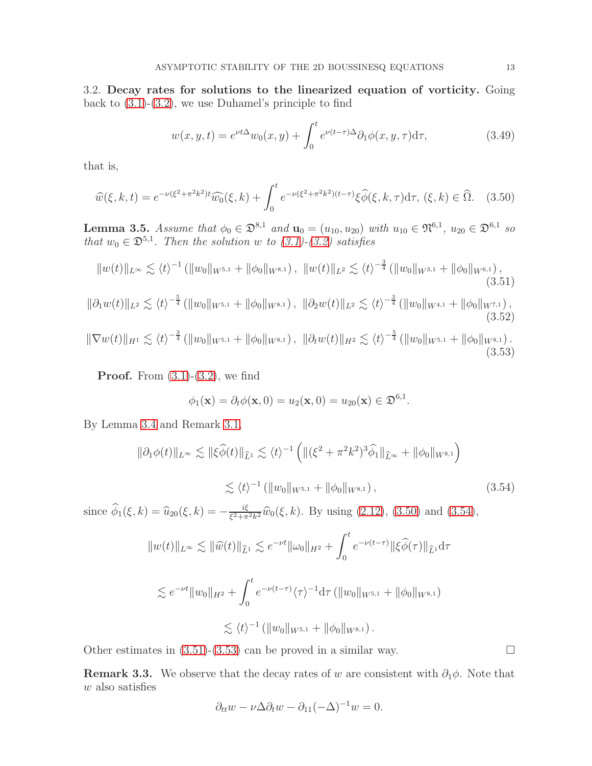3.2. **Decay rates for solutions to the linearized equation of vorticity.** Going back to (3.1)-(3.2), we use Duhamel's principle to find

$$
w(x,y,t) = e^{\nu t\Delta} w_0(x,y) + \int_0^t e^{\nu(t-\tau)\Delta} \partial_1 \phi(x,y,\tau) \mathrm{d}\tau, \tag{3.49}
$$

that is,

$$
\widehat{w}(\xi,k,t) = e^{-\nu(\xi^2+\pi^2k^2)t}\widehat{w_0}(\xi,k) + \int_0^t e^{-\nu(\xi^2+\pi^2k^2)(t-\tau)}\xi\widehat{\phi}(\xi,k,\tau)\mathrm{d}\tau,\ (\xi,k)\in\widehat{\Omega}. \tag{3.50}
$$

**Lemma 3.5.** *Assume that $\phi_0 \in \mathfrak{D}^{8,1}$ and $\mathbf{u}_0 = (u_{10}, u_{20})$ with $u_{10} \in \mathfrak{N}^{6,1}$, $u_{20} \in \mathfrak{D}^{6,1}$ so that $w_0 \in \mathfrak{D}^{5,1}$. Then the solution $w$ to (3.1)-(3.2) satisfies*

$$
\|w(t)\|_{L^\infty} \lesssim \langle t\rangle^{-1}\left(\|w_0\|_{W^{5,1}} + \|\phi_0\|_{W^{8,1}}\right),\ \|w(t)\|_{L^2} \lesssim \langle t\rangle^{-\frac{3}{4}}\left(\|w_0\|_{W^{3,1}} + \|\phi_0\|_{W^{6,1}}\right), \tag{3.51}
$$

$$
\|\partial_1 w(t)\|_{L^2} \lesssim \langle t\rangle^{-\frac{5}{4}}\left(\|w_0\|_{W^{5,1}} + \|\phi_0\|_{W^{8,1}}\right),\ \|\partial_2 w(t)\|_{L^2} \lesssim \langle t\rangle^{-\frac{3}{4}}\left(\|w_0\|_{W^{4,1}} + \|\phi_0\|_{W^{7,1}}\right), \tag{3.52}
$$

$$
\|\nabla w(t)\|_{H^1} \lesssim \langle t\rangle^{-\frac{3}{4}}\left(\|w_0\|_{W^{5,1}} + \|\phi_0\|_{W^{8,1}}\right),\ \|\partial_t w(t)\|_{H^2} \lesssim \langle t\rangle^{-\frac{5}{4}}\left(\|w_0\|_{W^{5,1}} + \|\phi_0\|_{W^{8,1}}\right). \tag{3.53}
$$

**Proof.** From (3.1)-(3.2), we find

$$
\phi_1(\mathbf{x}) = \partial_t \phi(\mathbf{x}, 0) = u_2(\mathbf{x}, 0) = u_{20}(\mathbf{x}) \in \mathfrak{D}^{6,1}.
$$

By Lemma 3.4 and Remark 3.1,

$$
\begin{aligned}
\|\partial_1\phi(t)\|_{L^\infty} &\lesssim \|\xi\widehat{\phi}(t)\|_{\widehat{L}^1} \lesssim \langle t\rangle^{-1}\left(\|(\xi^2+\pi^2k^2)^3\widehat{\phi}_1\|_{\widehat{L}^\infty} + \|\phi_0\|_{W^{8,1}}\right) \\
&\lesssim \langle t\rangle^{-1}\left(\|w_0\|_{W^{5,1}} + \|\phi_0\|_{W^{8,1}}\right),
\end{aligned} \tag{3.54}
$$

since $\widehat{\phi}_1(\xi,k) = \widehat{u}_{20}(\xi,k) = -\frac{i\xi}{\xi^2+\pi^2k^2}\widehat{w}_0(\xi,k)$. By using (2.12), (3.50) and (3.54),

$$
\begin{aligned}
\|w(t)\|_{L^\infty} &\lesssim \|\widehat{w}(t)\|_{\widehat{L}^1} \lesssim e^{-\nu t}\|\omega_0\|_{H^2} + \int_0^t e^{-\nu(t-\tau)}\|\xi\widehat{\phi}(\tau)\|_{\widehat{L}^1}\mathrm{d}\tau \\
&\lesssim e^{-\nu t}\|w_0\|_{H^2} + \int_0^t e^{-\nu(t-\tau)}\langle\tau\rangle^{-1}\mathrm{d}\tau\left(\|w_0\|_{W^{5,1}} + \|\phi_0\|_{W^{8,1}}\right) \\
&\lesssim \langle t\rangle^{-1}\left(\|w_0\|_{W^{5,1}} + \|\phi_0\|_{W^{8,1}}\right).
\end{aligned}
$$

Other estimates in (3.51)-(3.53) can be proved in a similar way. $\square$

**Remark 3.3.** We observe that the decay rates of $w$ are consistent with $\partial_1\phi$. Note that $w$ also satisfies

$$
\partial_{tt}w - \nu\Delta\partial_t w - \partial_{11}(-\Delta)^{-1}w = 0.
$$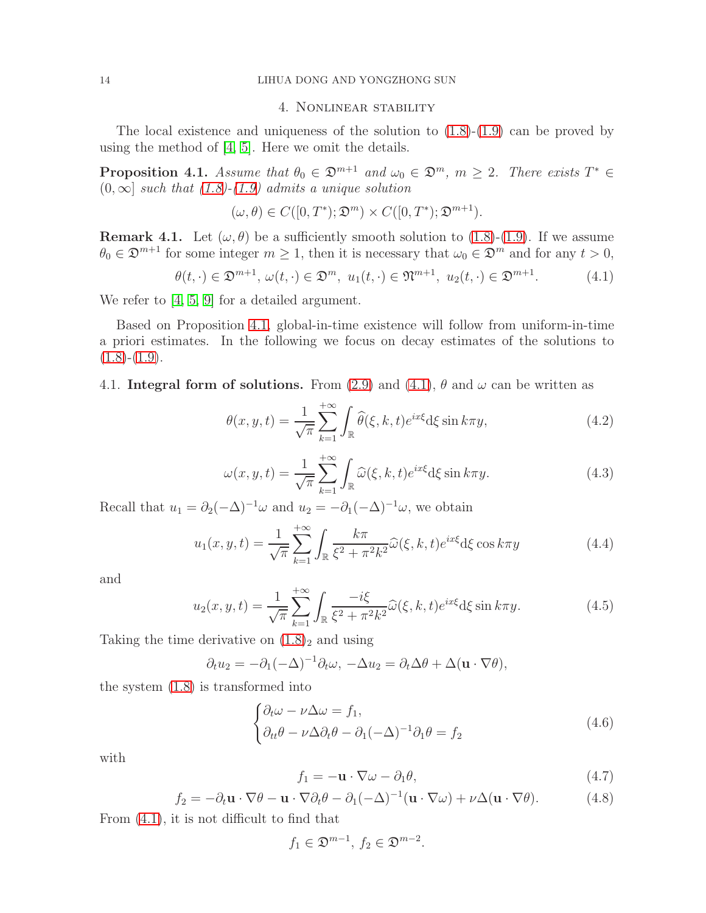## 4. Nonlinear stability

The local existence and uniqueness of the solution to (1.8)-(1.9) can be proved by using the method of [4, 5]. Here we omit the details.

**Proposition 4.1.** *Assume that $\theta_0 \in \mathfrak{D}^{m+1}$ and $\omega_0 \in \mathfrak{D}^m$, $m \geq 2$. There exists $T^* \in (0,\infty]$ such that (1.8)-(1.9) admits a unique solution*

$$(\omega,\theta) \in C([0,T^*);\mathfrak{D}^m) \times C([0,T^*);\mathfrak{D}^{m+1}).$$

**Remark 4.1.** Let $(\omega,\theta)$ be a sufficiently smooth solution to (1.8)-(1.9). If we assume $\theta_0 \in \mathfrak{D}^{m+1}$ for some integer $m \geq 1$, then it is necessary that $\omega_0 \in \mathfrak{D}^m$ and for any $t > 0$,

$$\theta(t,\cdot) \in \mathfrak{D}^{m+1},\ \omega(t,\cdot) \in \mathfrak{D}^m,\ u_1(t,\cdot) \in \mathfrak{N}^{m+1},\ u_2(t,\cdot) \in \mathfrak{D}^{m+1}. \tag{4.1}$$

We refer to [4, 5, 9] for a detailed argument.

Based on Proposition 4.1, global-in-time existence will follow from uniform-in-time a priori estimates. In the following we focus on decay estimates of the solutions to (1.8)-(1.9).

### 4.1. Integral form of solutions.

From (2.9) and (4.1), $\theta$ and $\omega$ can be written as

$$\theta(x,y,t) = \frac{1}{\sqrt{\pi}}\sum_{k=1}^{+\infty}\int_{\mathbb{R}} \widehat{\theta}(\xi,k,t)e^{ix\xi}\mathrm{d}\xi \sin k\pi y, \tag{4.2}$$

$$\omega(x,y,t) = \frac{1}{\sqrt{\pi}}\sum_{k=1}^{+\infty}\int_{\mathbb{R}} \widehat{\omega}(\xi,k,t)e^{ix\xi}\mathrm{d}\xi \sin k\pi y. \tag{4.3}$$

Recall that $u_1 = \partial_2(-\Delta)^{-1}\omega$ and $u_2 = -\partial_1(-\Delta)^{-1}\omega$, we obtain

$$u_1(x,y,t) = \frac{1}{\sqrt{\pi}}\sum_{k=1}^{+\infty}\int_{\mathbb{R}} \frac{k\pi}{\xi^2+\pi^2k^2}\widehat{\omega}(\xi,k,t)e^{ix\xi}\mathrm{d}\xi \cos k\pi y \tag{4.4}$$

and

$$u_2(x,y,t) = \frac{1}{\sqrt{\pi}}\sum_{k=1}^{+\infty}\int_{\mathbb{R}} \frac{-i\xi}{\xi^2+\pi^2k^2}\widehat{\omega}(\xi,k,t)e^{ix\xi}\mathrm{d}\xi \sin k\pi y. \tag{4.5}$$

Taking the time derivative on $(1.8)_2$ and using

$$\partial_t u_2 = -\partial_1(-\Delta)^{-1}\partial_t\omega,\ -\Delta u_2 = \partial_t\Delta\theta + \Delta(\mathbf{u}\cdot\nabla\theta),$$

the system (1.8) is transformed into

$$\begin{cases} \partial_t\omega - \nu\Delta\omega = f_1, \\ \partial_{tt}\theta - \nu\Delta\partial_t\theta - \partial_1(-\Delta)^{-1}\partial_1\theta = f_2 \end{cases} \tag{4.6}$$

with

$$f_1 = -\mathbf{u}\cdot\nabla\omega - \partial_1\theta, \tag{4.7}$$

$$f_2 = -\partial_t\mathbf{u}\cdot\nabla\theta - \mathbf{u}\cdot\nabla\partial_t\theta - \partial_1(-\Delta)^{-1}(\mathbf{u}\cdot\nabla\omega) + \nu\Delta(\mathbf{u}\cdot\nabla\theta). \tag{4.8}$$

From (4.1), it is not difficult to find that

$$f_1 \in \mathfrak{D}^{m-1},\ f_2 \in \mathfrak{D}^{m-2}.$$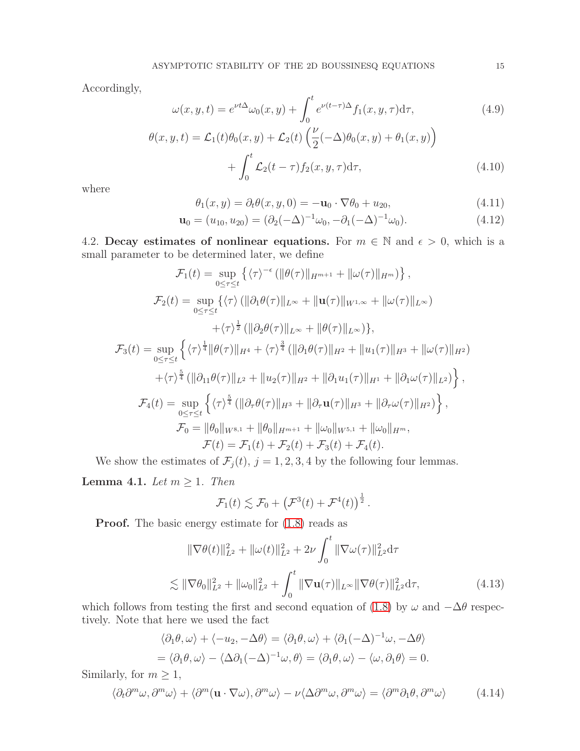Accordingly,

$$\omega(x,y,t) = e^{\nu t\Delta}\omega_0(x,y) + \int_0^t e^{\nu(t-\tau)\Delta} f_1(x,y,\tau)\mathrm{d}\tau, \tag{4.9}$$

$$\theta(x,y,t) = \mathcal{L}_1(t)\theta_0(x,y) + \mathcal{L}_2(t)\left(\frac{\nu}{2}(-\Delta)\theta_0(x,y) + \theta_1(x,y)\right) + \int_0^t \mathcal{L}_2(t-\tau)f_2(x,y,\tau)\mathrm{d}\tau, \tag{4.10}$$

where

$$\theta_1(x,y) = \partial_t\theta(x,y,0) = -\mathbf{u}_0\cdot\nabla\theta_0 + u_{20}, \tag{4.11}$$

$$\mathbf{u}_0 = (u_{10}, u_{20}) = (\partial_2(-\Delta)^{-1}\omega_0, -\partial_1(-\Delta)^{-1}\omega_0). \tag{4.12}$$

4.2. **Decay estimates of nonlinear equations.** For $m \in \mathbb{N}$ and $\epsilon > 0$, which is a small parameter to be determined later, we define

$$\mathcal{F}_1(t) = \sup_{0\le\tau\le t}\left\{\langle\tau\rangle^{-\epsilon}\left(\|\theta(\tau)\|_{H^{m+1}} + \|\omega(\tau)\|_{H^m}\right)\right\},$$

$$\mathcal{F}_2(t) = \sup_{0\le\tau\le t}\{\langle\tau\rangle\left(\|\partial_1\theta(\tau)\|_{L^\infty} + \|\mathbf{u}(\tau)\|_{W^{1,\infty}} + \|\omega(\tau)\|_{L^\infty}\right) + \langle\tau\rangle^{\frac12}\left(\|\partial_2\theta(\tau)\|_{L^\infty} + \|\theta(\tau)\|_{L^\infty}\right)\},$$

$$\mathcal{F}_3(t) = \sup_{0\le\tau\le t}\Big\{\langle\tau\rangle^{\frac14}\|\theta(\tau)\|_{H^4} + \langle\tau\rangle^{\frac34}\left(\|\partial_1\theta(\tau)\|_{H^2} + \|u_1(\tau)\|_{H^3} + \|\omega(\tau)\|_{H^2}\right) + \langle\tau\rangle^{\frac54}\left(\|\partial_{11}\theta(\tau)\|_{L^2} + \|u_2(\tau)\|_{H^2} + \|\partial_1 u_1(\tau)\|_{H^1} + \|\partial_1\omega(\tau)\|_{L^2}\right)\Big\},$$

$$\mathcal{F}_4(t) = \sup_{0\le\tau\le t}\left\{\langle\tau\rangle^{\frac54}\left(\|\partial_\tau\theta(\tau)\|_{H^3} + \|\partial_\tau\mathbf{u}(\tau)\|_{H^3} + \|\partial_\tau\omega(\tau)\|_{H^2}\right)\right\},$$

$$\mathcal{F}_0 = \|\theta_0\|_{W^{8,1}} + \|\theta_0\|_{H^{m+1}} + \|\omega_0\|_{W^{5,1}} + \|\omega_0\|_{H^m},$$

$$\mathcal{F}(t) = \mathcal{F}_1(t) + \mathcal{F}_2(t) + \mathcal{F}_3(t) + \mathcal{F}_4(t).$$

We show the estimates of $\mathcal{F}_j(t)$, $j = 1,2,3,4$ by the following four lemmas.

**Lemma 4.1.** *Let $m \ge 1$. Then*

$$\mathcal{F}_1(t) \lesssim \mathcal{F}_0 + \left(\mathcal{F}^3(t) + \mathcal{F}^4(t)\right)^{\frac12}.$$

**Proof.** The basic energy estimate for (1.8) reads as

$$\|\nabla\theta(t)\|_{L^2}^2 + \|\omega(t)\|_{L^2}^2 + 2\nu\int_0^t \|\nabla\omega(\tau)\|_{L^2}^2\mathrm{d}\tau \lesssim \|\nabla\theta_0\|_{L^2}^2 + \|\omega_0\|_{L^2}^2 + \int_0^t \|\nabla\mathbf{u}(\tau)\|_{L^\infty}\|\nabla\theta(\tau)\|_{L^2}^2\mathrm{d}\tau, \tag{4.13}$$

which follows from testing the first and second equation of (1.8) by $\omega$ and $-\Delta\theta$ respectively. Note that here we used the fact

$$\langle\partial_1\theta,\omega\rangle + \langle -u_2, -\Delta\theta\rangle = \langle\partial_1\theta,\omega\rangle + \langle\partial_1(-\Delta)^{-1}\omega, -\Delta\theta\rangle$$
$$= \langle\partial_1\theta,\omega\rangle - \langle\Delta\partial_1(-\Delta)^{-1}\omega,\theta\rangle = \langle\partial_1\theta,\omega\rangle - \langle\omega,\partial_1\theta\rangle = 0.$$

Similarly, for $m \ge 1$,

$$\langle\partial_t\partial^m\omega,\partial^m\omega\rangle + \langle\partial^m(\mathbf{u}\cdot\nabla\omega),\partial^m\omega\rangle - \nu\langle\Delta\partial^m\omega,\partial^m\omega\rangle = \langle\partial^m\partial_1\theta,\partial^m\omega\rangle \tag{4.14}$$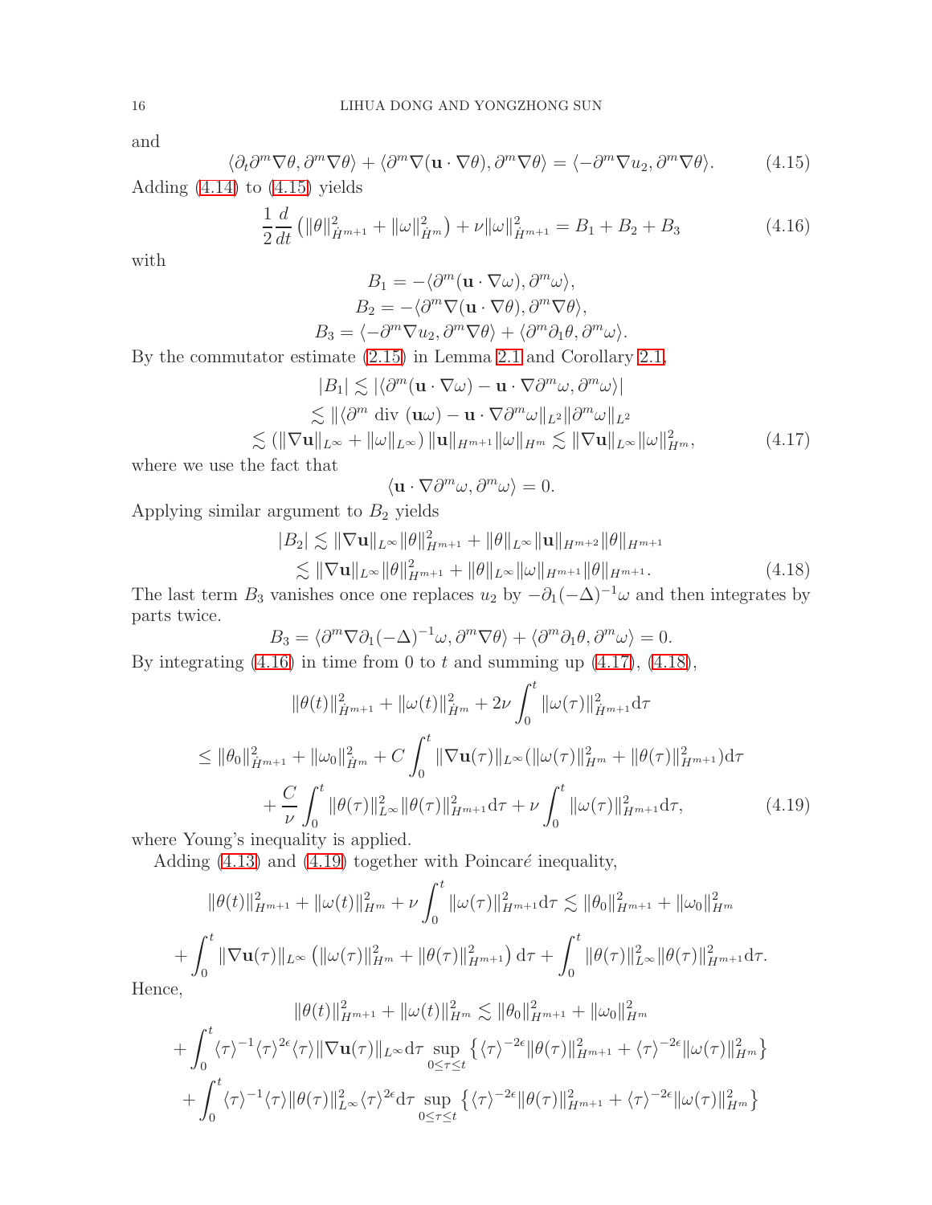and

$$\langle \partial_t \partial^m \nabla\theta, \partial^m \nabla\theta\rangle + \langle \partial^m \nabla(\mathbf{u}\cdot\nabla\theta), \partial^m\nabla\theta\rangle = \langle -\partial^m \nabla u_2, \partial^m\nabla\theta\rangle. \tag{4.15}$$

Adding (4.14) to (4.15) yields

$$\frac{1}{2}\frac{d}{dt}\left(\|\theta\|_{\dot H^{m+1}}^2 + \|\omega\|_{\dot H^m}^2\right) + \nu\|\omega\|_{\dot H^{m+1}}^2 = B_1 + B_2 + B_3 \tag{4.16}$$

with

$$B_1 = -\langle \partial^m(\mathbf{u}\cdot\nabla\omega), \partial^m\omega\rangle,$$
$$B_2 = -\langle \partial^m\nabla(\mathbf{u}\cdot\nabla\theta), \partial^m\nabla\theta\rangle,$$
$$B_3 = \langle -\partial^m\nabla u_2, \partial^m\nabla\theta\rangle + \langle \partial^m\partial_1\theta, \partial^m\omega\rangle.$$

By the commutator estimate (2.15) in Lemma 2.1 and Corollary 2.1,

$$\begin{aligned}
|B_1| &\lesssim |\langle \partial^m(\mathbf{u}\cdot\nabla\omega) - \mathbf{u}\cdot\nabla\partial^m\omega, \partial^m\omega\rangle| \\
&\lesssim \|\langle \partial^m \text{ div } (\mathbf{u}\omega) - \mathbf{u}\cdot\nabla\partial^m\omega\|_{L^2}\|\partial^m\omega\|_{L^2} \\
&\lesssim (\|\nabla\mathbf{u}\|_{L^\infty} + \|\omega\|_{L^\infty})\,\|\mathbf{u}\|_{H^{m+1}}\|\omega\|_{H^m} \lesssim \|\nabla\mathbf{u}\|_{L^\infty}\|\omega\|_{H^m}^2,
\end{aligned} \tag{4.17}$$

where we use the fact that

$$\langle \mathbf{u}\cdot\nabla\partial^m\omega, \partial^m\omega\rangle = 0.$$

Applying similar argument to $B_2$ yields

$$\begin{aligned}
|B_2| &\lesssim \|\nabla\mathbf{u}\|_{L^\infty}\|\theta\|_{H^{m+1}}^2 + \|\theta\|_{L^\infty}\|\mathbf{u}\|_{H^{m+2}}\|\theta\|_{H^{m+1}} \\
&\lesssim \|\nabla\mathbf{u}\|_{L^\infty}\|\theta\|_{H^{m+1}}^2 + \|\theta\|_{L^\infty}\|\omega\|_{H^{m+1}}\|\theta\|_{H^{m+1}}.
\end{aligned} \tag{4.18}$$

The last term $B_3$ vanishes once one replaces $u_2$ by $-\partial_1(-\Delta)^{-1}\omega$ and then integrates by parts twice.

$$B_3 = \langle \partial^m\nabla\partial_1(-\Delta)^{-1}\omega, \partial^m\nabla\theta\rangle + \langle \partial^m\partial_1\theta, \partial^m\omega\rangle = 0.$$

By integrating (4.16) in time from 0 to $t$ and summing up (4.17), (4.18),

$$\begin{aligned}
&\|\theta(t)\|_{\dot H^{m+1}}^2 + \|\omega(t)\|_{\dot H^m}^2 + 2\nu\int_0^t \|\omega(\tau)\|_{\dot H^{m+1}}^2 \mathrm{d}\tau \\
\le\; &\|\theta_0\|_{\dot H^{m+1}}^2 + \|\omega_0\|_{\dot H^m}^2 + C\int_0^t \|\nabla\mathbf{u}(\tau)\|_{L^\infty}(\|\omega(\tau)\|_{H^m}^2 + \|\theta(\tau)\|_{H^{m+1}}^2)\mathrm{d}\tau \\
&+ \frac{C}{\nu}\int_0^t \|\theta(\tau)\|_{L^\infty}^2\|\theta(\tau)\|_{H^{m+1}}^2\mathrm{d}\tau + \nu\int_0^t \|\omega(\tau)\|_{H^{m+1}}^2\mathrm{d}\tau,
\end{aligned} \tag{4.19}$$

where Young's inequality is applied.

Adding (4.13) and (4.19) together with Poincaré inequality,

$$\begin{aligned}
&\|\theta(t)\|_{H^{m+1}}^2 + \|\omega(t)\|_{H^m}^2 + \nu\int_0^t \|\omega(\tau)\|_{H^{m+1}}^2\mathrm{d}\tau \lesssim \|\theta_0\|_{H^{m+1}}^2 + \|\omega_0\|_{H^m}^2 \\
&+ \int_0^t \|\nabla\mathbf{u}(\tau)\|_{L^\infty}\left(\|\omega(\tau)\|_{H^m}^2 + \|\theta(\tau)\|_{H^{m+1}}^2\right)\mathrm{d}\tau + \int_0^t \|\theta(\tau)\|_{L^\infty}^2\|\theta(\tau)\|_{H^{m+1}}^2\mathrm{d}\tau.
\end{aligned}$$

Hence,

$$\begin{aligned}
&\|\theta(t)\|_{H^{m+1}}^2 + \|\omega(t)\|_{H^m}^2 \lesssim \|\theta_0\|_{H^{m+1}}^2 + \|\omega_0\|_{H^m}^2 \\
&+ \int_0^t \langle\tau\rangle^{-1}\langle\tau\rangle^{2\epsilon}\langle\tau\rangle\|\nabla\mathbf{u}(\tau)\|_{L^\infty}\mathrm{d}\tau \sup_{0\le\tau\le t}\left\{\langle\tau\rangle^{-2\epsilon}\|\theta(\tau)\|_{H^{m+1}}^2 + \langle\tau\rangle^{-2\epsilon}\|\omega(\tau)\|_{H^m}^2\right\} \\
&+ \int_0^t \langle\tau\rangle^{-1}\langle\tau\rangle\|\theta(\tau)\|_{L^\infty}^2\langle\tau\rangle^{2\epsilon}\mathrm{d}\tau \sup_{0\le\tau\le t}\left\{\langle\tau\rangle^{-2\epsilon}\|\theta(\tau)\|_{H^{m+1}}^2 + \langle\tau\rangle^{-2\epsilon}\|\omega(\tau)\|_{H^m}^2\right\}
\end{aligned}$$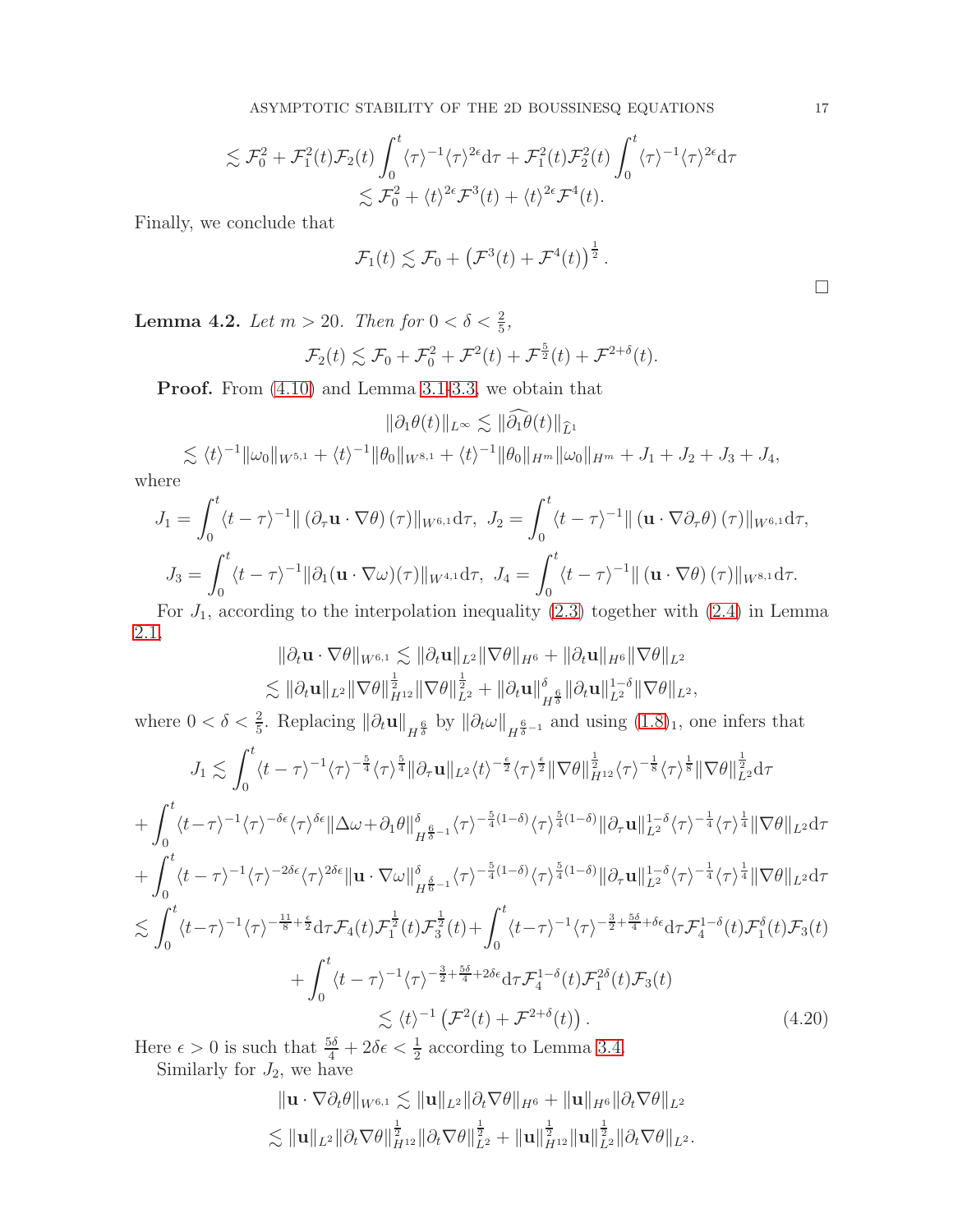$$
\begin{aligned}
&\lesssim \mathcal{F}_0^2 + \mathcal{F}_1^2(t)\mathcal{F}_2(t)\int_0^t \langle\tau\rangle^{-1}\langle\tau\rangle^{2\epsilon}\mathrm{d}\tau + \mathcal{F}_1^2(t)\mathcal{F}_2^2(t)\int_0^t \langle\tau\rangle^{-1}\langle\tau\rangle^{2\epsilon}\mathrm{d}\tau \\
&\lesssim \mathcal{F}_0^2 + \langle t\rangle^{2\epsilon}\mathcal{F}^3(t) + \langle t\rangle^{2\epsilon}\mathcal{F}^4(t).
\end{aligned}
$$

Finally, we conclude that

$$
\mathcal{F}_1(t) \lesssim \mathcal{F}_0 + \left(\mathcal{F}^3(t) + \mathcal{F}^4(t)\right)^{\frac{1}{2}}.
$$

□

**Lemma 4.2.** *Let $m > 20$. Then for $0 < \delta < \frac{2}{5}$,*

$$
\mathcal{F}_2(t) \lesssim \mathcal{F}_0 + \mathcal{F}_0^2 + \mathcal{F}^2(t) + \mathcal{F}^{\frac{5}{2}}(t) + \mathcal{F}^{2+\delta}(t).
$$

**Proof.** From (4.10) and Lemma 3.1-3.3, we obtain that

$$
\|\partial_1\theta(t)\|_{L^\infty} \lesssim \|\widehat{\partial_1\theta}(t)\|_{\widehat{L}^1}
$$

$$
\lesssim \langle t\rangle^{-1}\|\omega_0\|_{W^{5,1}} + \langle t\rangle^{-1}\|\theta_0\|_{W^{8,1}} + \langle t\rangle^{-1}\|\theta_0\|_{H^m}\|\omega_0\|_{H^m} + J_1 + J_2 + J_3 + J_4,
$$

where

$$
J_1 = \int_0^t \langle t-\tau\rangle^{-1}\|\left(\partial_\tau \mathbf{u}\cdot\nabla\theta\right)(\tau)\|_{W^{6,1}}\mathrm{d}\tau,\ \ J_2 = \int_0^t \langle t-\tau\rangle^{-1}\|\left(\mathbf{u}\cdot\nabla\partial_\tau\theta\right)(\tau)\|_{W^{6,1}}\mathrm{d}\tau,
$$

$$
J_3 = \int_0^t \langle t-\tau\rangle^{-1}\|\partial_1(\mathbf{u}\cdot\nabla\omega)(\tau)\|_{W^{4,1}}\mathrm{d}\tau,\ \ J_4 = \int_0^t \langle t-\tau\rangle^{-1}\|\left(\mathbf{u}\cdot\nabla\theta\right)(\tau)\|_{W^{8,1}}\mathrm{d}\tau.
$$

For $J_1$, according to the interpolation inequality (2.3) together with (2.4) in Lemma 2.1,

$$
\begin{aligned}
\|\partial_t\mathbf{u}\cdot\nabla\theta\|_{W^{6,1}} &\lesssim \|\partial_t\mathbf{u}\|_{L^2}\|\nabla\theta\|_{H^6} + \|\partial_t\mathbf{u}\|_{H^6}\|\nabla\theta\|_{L^2} \\
&\lesssim \|\partial_t\mathbf{u}\|_{L^2}\|\nabla\theta\|_{H^{12}}^{\frac{1}{2}}\|\nabla\theta\|_{L^2}^{\frac{1}{2}} + \|\partial_t\mathbf{u}\|_{H^{\frac{6}{\delta}}}^{\delta}\|\partial_t\mathbf{u}\|_{L^2}^{1-\delta}\|\nabla\theta\|_{L^2},
\end{aligned}
$$

where $0 < \delta < \frac{2}{5}$. Replacing $\|\partial_t\mathbf{u}\|_{H^{\frac{6}{\delta}}}$ by $\|\partial_t\omega\|_{H^{\frac{6}{\delta}-1}}$ and using $(1.8)_1$, one infers that

$$
\begin{aligned}
J_1 &\lesssim \int_0^t \langle t-\tau\rangle^{-1}\langle\tau\rangle^{-\frac{5}{4}}\langle\tau\rangle^{\frac{5}{4}}\|\partial_\tau\mathbf{u}\|_{L^2}\langle t\rangle^{-\frac{\epsilon}{2}}\langle\tau\rangle^{\frac{\epsilon}{2}}\|\nabla\theta\|_{H^{12}}^{\frac{1}{2}}\langle\tau\rangle^{-\frac{1}{8}}\langle\tau\rangle^{\frac{1}{8}}\|\nabla\theta\|_{L^2}^{\frac{1}{2}}\mathrm{d}\tau \\
&+ \int_0^t \langle t-\tau\rangle^{-1}\langle\tau\rangle^{-\delta\epsilon}\langle\tau\rangle^{\delta\epsilon}\|\Delta\omega+\partial_1\theta\|_{H^{\frac{6}{\delta}-1}}^{\delta}\langle\tau\rangle^{-\frac{5}{4}(1-\delta)}\langle\tau\rangle^{\frac{5}{4}(1-\delta)}\|\partial_\tau\mathbf{u}\|_{L^2}^{1-\delta}\langle\tau\rangle^{-\frac{1}{4}}\langle\tau\rangle^{\frac{1}{4}}\|\nabla\theta\|_{L^2}\mathrm{d}\tau \\
&+ \int_0^t \langle t-\tau\rangle^{-1}\langle\tau\rangle^{-2\delta\epsilon}\langle\tau\rangle^{2\delta\epsilon}\|\mathbf{u}\cdot\nabla\omega\|_{H^{\frac{\delta}{6}-1}}^{\delta}\langle\tau\rangle^{-\frac{5}{4}(1-\delta)}\langle\tau\rangle^{\frac{5}{4}(1-\delta)}\|\partial_\tau\mathbf{u}\|_{L^2}^{1-\delta}\langle\tau\rangle^{-\frac{1}{4}}\langle\tau\rangle^{\frac{1}{4}}\|\nabla\theta\|_{L^2}\mathrm{d}\tau \\
&\lesssim \int_0^t \langle t-\tau\rangle^{-1}\langle\tau\rangle^{-\frac{11}{8}+\frac{\epsilon}{2}}\mathrm{d}\tau\,\mathcal{F}_4(t)\mathcal{F}_1^{\frac{1}{2}}(t)\mathcal{F}_3^{\frac{1}{2}}(t) + \int_0^t \langle t-\tau\rangle^{-1}\langle\tau\rangle^{-\frac{3}{2}+\frac{5\delta}{4}+\delta\epsilon}\mathrm{d}\tau\,\mathcal{F}_4^{1-\delta}(t)\mathcal{F}_1^{\delta}(t)\mathcal{F}_3(t) \\
&+ \int_0^t \langle t-\tau\rangle^{-1}\langle\tau\rangle^{-\frac{3}{2}+\frac{5\delta}{4}+2\delta\epsilon}\mathrm{d}\tau\,\mathcal{F}_4^{1-\delta}(t)\mathcal{F}_1^{2\delta}(t)\mathcal{F}_3(t) \\
&\lesssim \langle t\rangle^{-1}\left(\mathcal{F}^2(t) + \mathcal{F}^{2+\delta}(t)\right).
\end{aligned}
\tag{4.20}
$$

Here $\epsilon > 0$ is such that $\frac{5\delta}{4} + 2\delta\epsilon < \frac{1}{2}$ according to Lemma 3.4.

Similarly for $J_2$, we have

$$
\begin{aligned}
\|\mathbf{u}\cdot\nabla\partial_t\theta\|_{W^{6,1}} &\lesssim \|\mathbf{u}\|_{L^2}\|\partial_t\nabla\theta\|_{H^6} + \|\mathbf{u}\|_{H^6}\|\partial_t\nabla\theta\|_{L^2} \\
&\lesssim \|\mathbf{u}\|_{L^2}\|\partial_t\nabla\theta\|_{H^{12}}^{\frac{1}{2}}\|\partial_t\nabla\theta\|_{L^2}^{\frac{1}{2}} + \|\mathbf{u}\|_{H^{12}}^{\frac{1}{2}}\|\mathbf{u}\|_{L^2}^{\frac{1}{2}}\|\partial_t\nabla\theta\|_{L^2}.
\end{aligned}
$$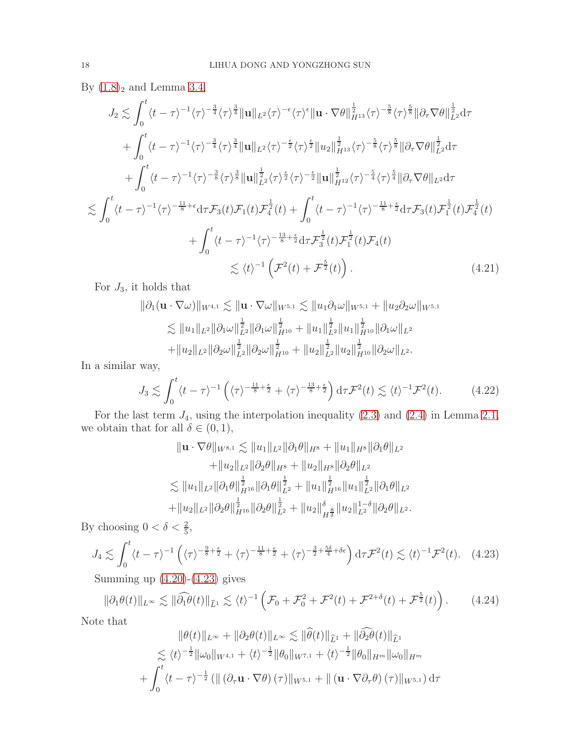By $(1.8)_2$ and Lemma 3.4,

$$
\begin{aligned}
J_2 \lesssim & \int_0^t \langle t-\tau\rangle^{-1}\langle\tau\rangle^{-\frac{3}{4}}\langle\tau\rangle^{\frac{3}{4}}\|\mathbf{u}\|_{L^2}\langle\tau\rangle^{-\epsilon}\langle\tau\rangle^{\epsilon}\|\mathbf{u}\cdot\nabla\theta\|_{H^{13}}^{\frac{1}{2}}\langle\tau\rangle^{-\frac{5}{8}}\langle\tau\rangle^{\frac{5}{8}}\|\partial_\tau\nabla\theta\|_{L^2}^{\frac{1}{2}}\mathrm{d}\tau \\
& + \int_0^t \langle t-\tau\rangle^{-1}\langle\tau\rangle^{-\frac{3}{4}}\langle\tau\rangle^{\frac{3}{4}}\|\mathbf{u}\|_{L^2}\langle\tau\rangle^{-\frac{\epsilon}{2}}\langle\tau\rangle^{\frac{\epsilon}{2}}\|u_2\|_{H^{13}}^{\frac{1}{2}}\langle\tau\rangle^{-\frac{5}{8}}\langle\tau\rangle^{\frac{5}{8}}\|\partial_\tau\nabla\theta\|_{L^2}^{\frac{1}{2}}\mathrm{d}\tau \\
& + \int_0^t \langle t-\tau\rangle^{-1}\langle\tau\rangle^{-\frac{3}{8}}\langle\tau\rangle^{\frac{3}{8}}\|\mathbf{u}\|_{L^2}^{\frac{1}{2}}\langle\tau\rangle^{\frac{\epsilon}{2}}\langle\tau\rangle^{-\frac{\epsilon}{2}}\|\mathbf{u}\|_{H^{12}}^{\frac{1}{2}}\langle\tau\rangle^{-\frac{5}{4}}\langle\tau\rangle^{\frac{5}{4}}\|\partial_\tau\nabla\theta\|_{L^2}\mathrm{d}\tau \\
\lesssim & \int_0^t \langle t-\tau\rangle^{-1}\langle\tau\rangle^{-\frac{11}{8}+\epsilon}\mathrm{d}\tau\mathcal{F}_3(t)\mathcal{F}_1(t)\mathcal{F}_4^{\frac{1}{2}}(t) + \int_0^t \langle t-\tau\rangle^{-1}\langle\tau\rangle^{-\frac{11}{8}+\frac{\epsilon}{2}}\mathrm{d}\tau\mathcal{F}_3(t)\mathcal{F}_1^{\frac{1}{2}}(t)\mathcal{F}_4^{\frac{1}{2}}(t) \\
& + \int_0^t \langle t-\tau\rangle^{-1}\langle\tau\rangle^{-\frac{13}{8}+\frac{\epsilon}{2}}\mathrm{d}\tau\mathcal{F}_3^{\frac{1}{2}}(t)\mathcal{F}_1^{\frac{1}{2}}(t)\mathcal{F}_4(t) \\
\lesssim & \langle t\rangle^{-1}\left(\mathcal{F}^2(t)+\mathcal{F}^{\frac{5}{2}}(t)\right). \qquad (4.21)
\end{aligned}
$$

For $J_3$, it holds that

$$
\begin{aligned}
\|\partial_1(\mathbf{u}\cdot\nabla\omega)\|_{W^{4,1}} &\lesssim \|\mathbf{u}\cdot\nabla\omega\|_{W^{5,1}} \lesssim \|u_1\partial_1\omega\|_{W^{5,1}} + \|u_2\partial_2\omega\|_{W^{5,1}} \\
&\lesssim \|u_1\|_{L^2}\|\partial_1\omega\|_{L^2}^{\frac{1}{2}}\|\partial_1\omega\|_{H^{10}}^{\frac{1}{2}} + \|u_1\|_{L^2}^{\frac{1}{2}}\|u_1\|_{H^{10}}^{\frac{1}{2}}\|\partial_1\omega\|_{L^2} \\
&+\|u_2\|_{L^2}\|\partial_2\omega\|_{L^2}^{\frac{1}{2}}\|\partial_2\omega\|_{H^{10}}^{\frac{1}{2}} + \|u_2\|_{L^2}^{\frac{1}{2}}\|u_2\|_{H^{10}}^{\frac{1}{2}}\|\partial_2\omega\|_{L^2}.
\end{aligned}
$$

In a similar way,

$$
J_3 \lesssim \int_0^t \langle t-\tau\rangle^{-1}\left(\langle\tau\rangle^{-\frac{11}{8}+\frac{\epsilon}{2}} + \langle\tau\rangle^{-\frac{13}{8}+\frac{\epsilon}{2}}\right)\mathrm{d}\tau\mathcal{F}^2(t) \lesssim \langle t\rangle^{-1}\mathcal{F}^2(t). \qquad (4.22)
$$

For the last term $J_4$, using the interpolation inequality (2.3) and (2.4) in Lemma 2.1, we obtain that for all $\delta\in(0,1)$,

$$
\begin{aligned}
\|\mathbf{u}\cdot\nabla\theta\|_{W^{8,1}} &\lesssim \|u_1\|_{L^2}\|\partial_1\theta\|_{H^8} + \|u_1\|_{H^8}\|\partial_1\theta\|_{L^2} \\
&+\|u_2\|_{L^2}\|\partial_2\theta\|_{H^8} + \|u_2\|_{H^8}\|\partial_2\theta\|_{L^2} \\
&\lesssim \|u_1\|_{L^2}\|\partial_1\theta\|_{H^{16}}^{\frac{1}{2}}\|\partial_1\theta\|_{L^2}^{\frac{1}{2}} + \|u_1\|_{H^{16}}^{\frac{1}{2}}\|u_1\|_{L^2}^{\frac{1}{2}}\|\partial_1\theta\|_{L^2} \\
&+\|u_2\|_{L^2}\|\partial_2\theta\|_{H^{16}}^{\frac{1}{2}}\|\partial_2\theta\|_{L^2}^{\frac{1}{2}} + \|u_2\|_{H^{\frac{8}{\delta}}}^{\delta}\|u_2\|_{L^2}^{1-\delta}\|\partial_2\theta\|_{L^2}.
\end{aligned}
$$

By choosing $0<\delta<\frac{2}{5}$,

$$
J_4 \lesssim \int_0^t \langle t-\tau\rangle^{-1}\left(\langle\tau\rangle^{-\frac{9}{8}+\frac{\epsilon}{2}} + \langle\tau\rangle^{-\frac{11}{8}+\frac{\epsilon}{2}} + \langle\tau\rangle^{-\frac{3}{2}+\frac{5\delta}{4}+\delta\epsilon}\right)\mathrm{d}\tau\mathcal{F}^2(t) \lesssim \langle t\rangle^{-1}\mathcal{F}^2(t). \quad (4.23)
$$

Summing up (4.20)-(4.23) gives

$$
\|\partial_1\theta(t)\|_{L^\infty} \lesssim \|\widehat{\partial_1\theta}(t)\|_{\widehat{L}^1} \lesssim \langle t\rangle^{-1}\left(\mathcal{F}_0 + \mathcal{F}_0^2 + \mathcal{F}^2(t) + \mathcal{F}^{2+\delta}(t) + \mathcal{F}^{\frac{5}{2}}(t)\right). \qquad (4.24)
$$

Note that

$$
\begin{aligned}
&\|\theta(t)\|_{L^\infty} + \|\partial_2\theta(t)\|_{L^\infty} \lesssim \|\widehat{\theta}(t)\|_{\widehat{L}^1} + \|\widehat{\partial_2\theta}(t)\|_{\widehat{L}^1} \\
&\lesssim \langle t\rangle^{-\frac{1}{2}}\|\omega_0\|_{W^{4,1}} + \langle t\rangle^{-\frac{1}{2}}\|\theta_0\|_{W^{7,1}} + \langle t\rangle^{-\frac{1}{2}}\|\theta_0\|_{H^m}\|\omega_0\|_{H^m} \\
&+ \int_0^t \langle t-\tau\rangle^{-\frac{1}{2}}\left(\|\left(\partial_\tau\mathbf{u}\cdot\nabla\theta\right)(\tau)\|_{W^{5,1}} + \|\left(\mathbf{u}\cdot\nabla\partial_\tau\theta\right)(\tau)\|_{W^{5,1}}\right)\mathrm{d}\tau
\end{aligned}
$$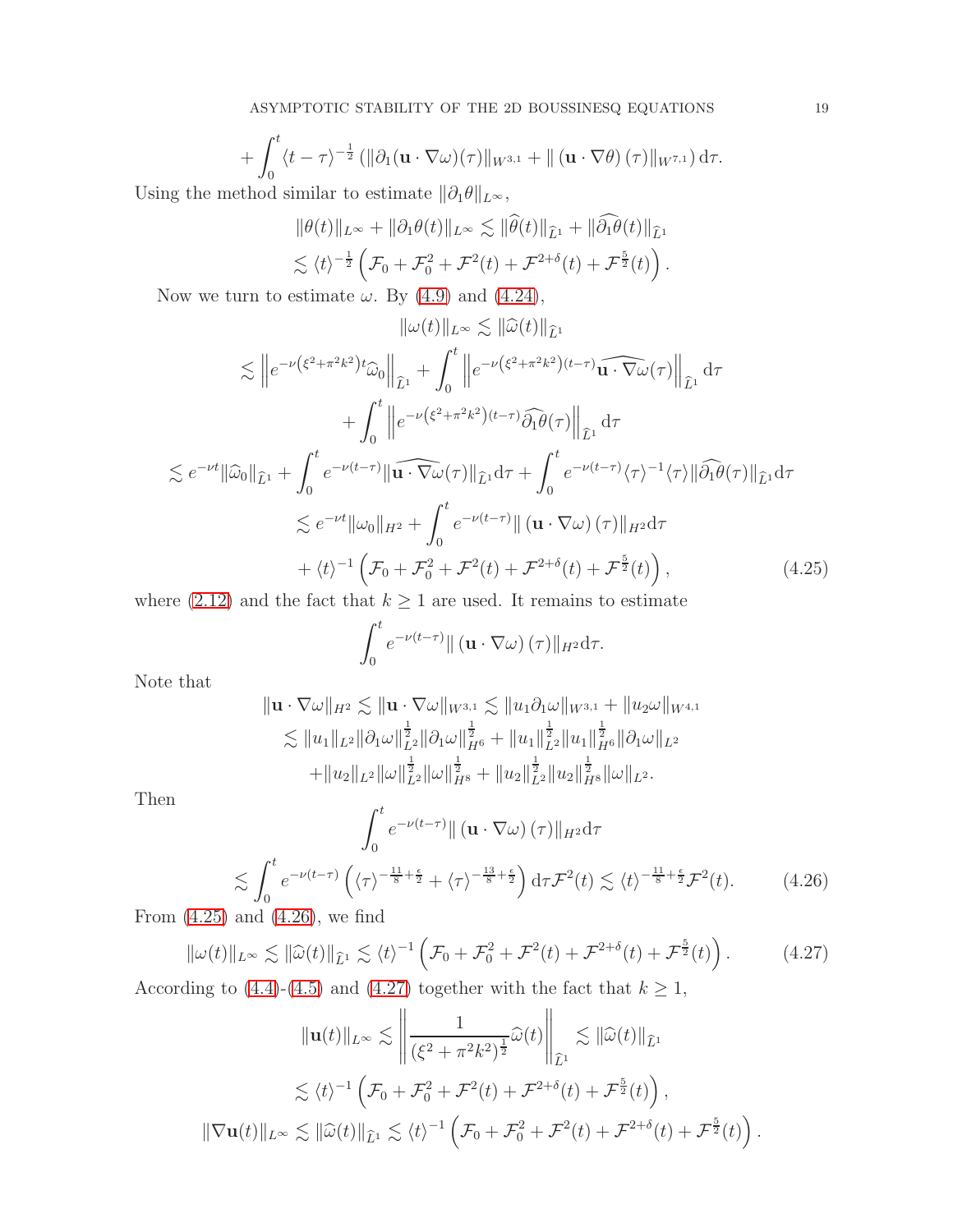$$
+\int_0^t \langle t-\tau\rangle^{-\frac{1}{2}} \left(\|\partial_1(\mathbf{u}\cdot\nabla\omega)(\tau)\|_{W^{3,1}} + \|\left(\mathbf{u}\cdot\nabla\theta\right)(\tau)\|_{W^{7,1}}\right) \mathrm{d}\tau.
$$

Using the method similar to estimate $\|\partial_1\theta\|_{L^\infty}$,

$$
\begin{aligned}
\|\theta(t)\|_{L^\infty} + \|\partial_1\theta(t)\|_{L^\infty} &\lesssim \|\widehat{\theta}(t)\|_{\widehat{L}^1} + \|\widehat{\partial_1\theta}(t)\|_{\widehat{L}^1} \\
&\lesssim \langle t\rangle^{-\frac{1}{2}} \left(\mathcal{F}_0 + \mathcal{F}_0^2 + \mathcal{F}^2(t) + \mathcal{F}^{2+\delta}(t) + \mathcal{F}^{\frac{5}{2}}(t)\right).
\end{aligned}
$$

Now we turn to estimate $\omega$. By (4.9) and (4.24),

$$
\begin{aligned}
&\|\omega(t)\|_{L^\infty} \lesssim \|\widehat{\omega}(t)\|_{\widehat{L}^1} \\
\lesssim& \left\| e^{-\nu\left(\xi^2+\pi^2k^2\right)t}\widehat{\omega}_0\right\|_{\widehat{L}^1} + \int_0^t \left\| e^{-\nu\left(\xi^2+\pi^2k^2\right)(t-\tau)}\widehat{\mathbf{u}\cdot\nabla\omega}(\tau)\right\|_{\widehat{L}^1} \mathrm{d}\tau \\
&+ \int_0^t \left\| e^{-\nu\left(\xi^2+\pi^2k^2\right)(t-\tau)}\widehat{\partial_1\theta}(\tau)\right\|_{\widehat{L}^1} \mathrm{d}\tau \\
\lesssim& e^{-\nu t}\|\widehat{\omega}_0\|_{\widehat{L}^1} + \int_0^t e^{-\nu(t-\tau)}\|\widehat{\mathbf{u}\cdot\nabla\omega}(\tau)\|_{\widehat{L}^1}\mathrm{d}\tau + \int_0^t e^{-\nu(t-\tau)}\langle\tau\rangle^{-1}\langle\tau\rangle\|\widehat{\partial_1\theta}(\tau)\|_{\widehat{L}^1}\mathrm{d}\tau \\
\lesssim& e^{-\nu t}\|\omega_0\|_{H^2} + \int_0^t e^{-\nu(t-\tau)}\|\left(\mathbf{u}\cdot\nabla\omega\right)(\tau)\|_{H^2}\mathrm{d}\tau \\
&+ \langle t\rangle^{-1}\left(\mathcal{F}_0 + \mathcal{F}_0^2 + \mathcal{F}^2(t) + \mathcal{F}^{2+\delta}(t) + \mathcal{F}^{\frac{5}{2}}(t)\right),
\end{aligned}
\tag{4.25}
$$

where (2.12) and the fact that $k \geq 1$ are used. It remains to estimate

$$
\int_0^t e^{-\nu(t-\tau)}\|\left(\mathbf{u}\cdot\nabla\omega\right)(\tau)\|_{H^2}\mathrm{d}\tau.
$$

Note that

$$
\begin{aligned}
\|\mathbf{u}\cdot\nabla\omega\|_{H^2} &\lesssim \|\mathbf{u}\cdot\nabla\omega\|_{W^{3,1}} \lesssim \|u_1\partial_1\omega\|_{W^{3,1}} + \|u_2\omega\|_{W^{4,1}} \\
&\lesssim \|u_1\|_{L^2}\|\partial_1\omega\|_{L^2}^{\frac{1}{2}}\|\partial_1\omega\|_{H^6}^{\frac{1}{2}} + \|u_1\|_{L^2}^{\frac{1}{2}}\|u_1\|_{H^6}^{\frac{1}{2}}\|\partial_1\omega\|_{L^2} \\
&\quad + \|u_2\|_{L^2}\|\omega\|_{L^2}^{\frac{1}{2}}\|\omega\|_{H^8}^{\frac{1}{2}} + \|u_2\|_{L^2}^{\frac{1}{2}}\|u_2\|_{H^8}^{\frac{1}{2}}\|\omega\|_{L^2}.
\end{aligned}
$$

Then

$$
\begin{aligned}
&\int_0^t e^{-\nu(t-\tau)}\|\left(\mathbf{u}\cdot\nabla\omega\right)(\tau)\|_{H^2}\mathrm{d}\tau \\
\lesssim& \int_0^t e^{-\nu(t-\tau)}\left(\langle\tau\rangle^{-\frac{11}{8}+\frac{\epsilon}{2}} + \langle\tau\rangle^{-\frac{13}{8}+\frac{\epsilon}{2}}\right)\mathrm{d}\tau\mathcal{F}^2(t) \lesssim \langle t\rangle^{-\frac{11}{8}+\frac{\epsilon}{2}}\mathcal{F}^2(t).
\end{aligned}
\tag{4.26}
$$

From (4.25) and (4.26), we find

$$
\|\omega(t)\|_{L^\infty} \lesssim \|\widehat{\omega}(t)\|_{\widehat{L}^1} \lesssim \langle t\rangle^{-1}\left(\mathcal{F}_0 + \mathcal{F}_0^2 + \mathcal{F}^2(t) + \mathcal{F}^{2+\delta}(t) + \mathcal{F}^{\frac{5}{2}}(t)\right).
\tag{4.27}
$$

According to (4.4)-(4.5) and (4.27) together with the fact that $k \geq 1$,

$$
\begin{aligned}
\|\mathbf{u}(t)\|_{L^\infty} &\lesssim \left\|\frac{1}{(\xi^2+\pi^2k^2)^{\frac{1}{2}}}\widehat{\omega}(t)\right\|_{\widehat{L}^1} \lesssim \|\widehat{\omega}(t)\|_{\widehat{L}^1} \\
&\lesssim \langle t\rangle^{-1}\left(\mathcal{F}_0 + \mathcal{F}_0^2 + \mathcal{F}^2(t) + \mathcal{F}^{2+\delta}(t) + \mathcal{F}^{\frac{5}{2}}(t)\right), \\
\|\nabla\mathbf{u}(t)\|_{L^\infty} &\lesssim \|\widehat{\omega}(t)\|_{\widehat{L}^1} \lesssim \langle t\rangle^{-1}\left(\mathcal{F}_0 + \mathcal{F}_0^2 + \mathcal{F}^2(t) + \mathcal{F}^{2+\delta}(t) + \mathcal{F}^{\frac{5}{2}}(t)\right).
\end{aligned}
$$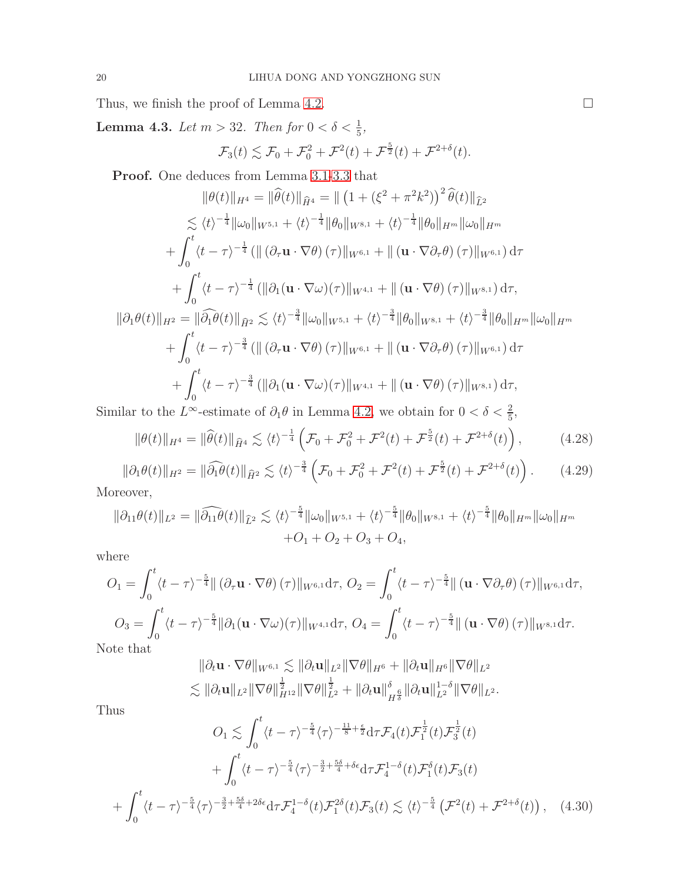Thus, we finish the proof of Lemma 4.2. $\square$

**Lemma 4.3.** *Let $m > 32$. Then for $0 < \delta < \frac{1}{5}$,*

$$\mathcal{F}_3(t) \lesssim \mathcal{F}_0 + \mathcal{F}_0^2 + \mathcal{F}^2(t) + \mathcal{F}^{\frac{5}{2}}(t) + \mathcal{F}^{2+\delta}(t).$$

**Proof.** One deduces from Lemma 3.1-3.3 that

$$\begin{aligned}
\|\theta(t)\|_{H^4} &= \|\widehat{\theta}(t)\|_{\widehat{H}^4} = \|\left(1 + (\xi^2 + \pi^2 k^2)\right)^2 \widehat{\theta}(t)\|_{\widehat{L}^2} \\
&\lesssim \langle t\rangle^{-\frac{1}{4}} \|\omega_0\|_{W^{5,1}} + \langle t\rangle^{-\frac{1}{4}} \|\theta_0\|_{W^{8,1}} + \langle t\rangle^{-\frac{1}{4}} \|\theta_0\|_{H^m} \|\omega_0\|_{H^m} \\
&+ \int_0^t \langle t-\tau\rangle^{-\frac{1}{4}} \left(\|\left(\partial_\tau \mathbf{u} \cdot \nabla\theta\right)(\tau)\|_{W^{6,1}} + \|\left(\mathbf{u} \cdot \nabla\partial_\tau\theta\right)(\tau)\|_{W^{6,1}}\right) \mathrm{d}\tau \\
&+ \int_0^t \langle t-\tau\rangle^{-\frac{1}{4}} \left(\|\partial_1(\mathbf{u} \cdot \nabla\omega)(\tau)\|_{W^{4,1}} + \|\left(\mathbf{u} \cdot \nabla\theta\right)(\tau)\|_{W^{8,1}}\right) \mathrm{d}\tau, \\
\|\partial_1\theta(t)\|_{H^2} &= \|\widehat{\partial_1\theta}(t)\|_{\widehat{H}^2} \lesssim \langle t\rangle^{-\frac{3}{4}} \|\omega_0\|_{W^{5,1}} + \langle t\rangle^{-\frac{3}{4}} \|\theta_0\|_{W^{8,1}} + \langle t\rangle^{-\frac{3}{4}} \|\theta_0\|_{H^m} \|\omega_0\|_{H^m} \\
&+ \int_0^t \langle t-\tau\rangle^{-\frac{3}{4}} \left(\|\left(\partial_\tau \mathbf{u} \cdot \nabla\theta\right)(\tau)\|_{W^{6,1}} + \|\left(\mathbf{u} \cdot \nabla\partial_\tau\theta\right)(\tau)\|_{W^{6,1}}\right) \mathrm{d}\tau \\
&+ \int_0^t \langle t-\tau\rangle^{-\frac{3}{4}} \left(\|\partial_1(\mathbf{u} \cdot \nabla\omega)(\tau)\|_{W^{4,1}} + \|\left(\mathbf{u} \cdot \nabla\theta\right)(\tau)\|_{W^{8,1}}\right) \mathrm{d}\tau,
\end{aligned}$$

Similar to the $L^\infty$-estimate of $\partial_1\theta$ in Lemma 4.2, we obtain for $0 < \delta < \frac{2}{5}$,

$$\|\theta(t)\|_{H^4} = \|\widehat{\theta}(t)\|_{\widehat{H}^4} \lesssim \langle t\rangle^{-\frac{1}{4}} \left(\mathcal{F}_0 + \mathcal{F}_0^2 + \mathcal{F}^2(t) + \mathcal{F}^{\frac{5}{2}}(t) + \mathcal{F}^{2+\delta}(t)\right), \tag{4.28}$$

$$\|\partial_1\theta(t)\|_{H^2} = \|\widehat{\partial_1\theta}(t)\|_{\widehat{H}^2} \lesssim \langle t\rangle^{-\frac{3}{4}} \left(\mathcal{F}_0 + \mathcal{F}_0^2 + \mathcal{F}^2(t) + \mathcal{F}^{\frac{5}{2}}(t) + \mathcal{F}^{2+\delta}(t)\right). \tag{4.29}$$

Moreover,

$$\begin{aligned}
\|\partial_{11}\theta(t)\|_{L^2} = \|\widehat{\partial_{11}\theta}(t)\|_{\widehat{L}^2} &\lesssim \langle t\rangle^{-\frac{5}{4}} \|\omega_0\|_{W^{5,1}} + \langle t\rangle^{-\frac{5}{4}} \|\theta_0\|_{W^{8,1}} + \langle t\rangle^{-\frac{5}{4}} \|\theta_0\|_{H^m} \|\omega_0\|_{H^m} \\
&+ O_1 + O_2 + O_3 + O_4,
\end{aligned}$$

where

$$O_1 = \int_0^t \langle t-\tau\rangle^{-\frac{5}{4}} \|\left(\partial_\tau \mathbf{u} \cdot \nabla\theta\right)(\tau)\|_{W^{6,1}} \mathrm{d}\tau, \; O_2 = \int_0^t \langle t-\tau\rangle^{-\frac{5}{4}} \|\left(\mathbf{u} \cdot \nabla\partial_\tau\theta\right)(\tau)\|_{W^{6,1}} \mathrm{d}\tau,$$

$$O_3 = \int_0^t \langle t-\tau\rangle^{-\frac{5}{4}} \|\partial_1(\mathbf{u} \cdot \nabla\omega)(\tau)\|_{W^{4,1}} \mathrm{d}\tau, \; O_4 = \int_0^t \langle t-\tau\rangle^{-\frac{5}{4}} \|\left(\mathbf{u} \cdot \nabla\theta\right)(\tau)\|_{W^{8,1}} \mathrm{d}\tau.$$

Note that

$$\begin{aligned}
\|\partial_t \mathbf{u} \cdot \nabla\theta\|_{W^{6,1}} &\lesssim \|\partial_t \mathbf{u}\|_{L^2} \|\nabla\theta\|_{H^6} + \|\partial_t \mathbf{u}\|_{H^6} \|\nabla\theta\|_{L^2} \\
&\lesssim \|\partial_t \mathbf{u}\|_{L^2} \|\nabla\theta\|_{H^{12}}^{\frac{1}{2}} \|\nabla\theta\|_{L^2}^{\frac{1}{2}} + \|\partial_t \mathbf{u}\|_{H^{\frac{6}{\delta}}}^{\delta} \|\partial_t \mathbf{u}\|_{L^2}^{1-\delta} \|\nabla\theta\|_{L^2}.
\end{aligned}$$

Thus

$$\begin{aligned}
O_1 &\lesssim \int_0^t \langle t-\tau\rangle^{-\frac{5}{4}} \langle \tau\rangle^{-\frac{11}{8}+\frac{\epsilon}{2}} \mathrm{d}\tau \mathcal{F}_4(t) \mathcal{F}_1^{\frac{1}{2}}(t) \mathcal{F}_3^{\frac{1}{2}}(t) \\
&+ \int_0^t \langle t-\tau\rangle^{-\frac{5}{4}} \langle \tau\rangle^{-\frac{3}{2}+\frac{5\delta}{4}+\delta\epsilon} \mathrm{d}\tau \mathcal{F}_4^{1-\delta}(t) \mathcal{F}_1^{\delta}(t) \mathcal{F}_3(t) \\
&+ \int_0^t \langle t-\tau\rangle^{-\frac{5}{4}} \langle \tau\rangle^{-\frac{3}{2}+\frac{5\delta}{4}+2\delta\epsilon} \mathrm{d}\tau \mathcal{F}_4^{1-\delta}(t) \mathcal{F}_1^{2\delta}(t) \mathcal{F}_3(t) \lesssim \langle t\rangle^{-\frac{5}{4}} \left(\mathcal{F}^2(t) + \mathcal{F}^{2+\delta}(t)\right),
\end{aligned} \tag{4.30}$$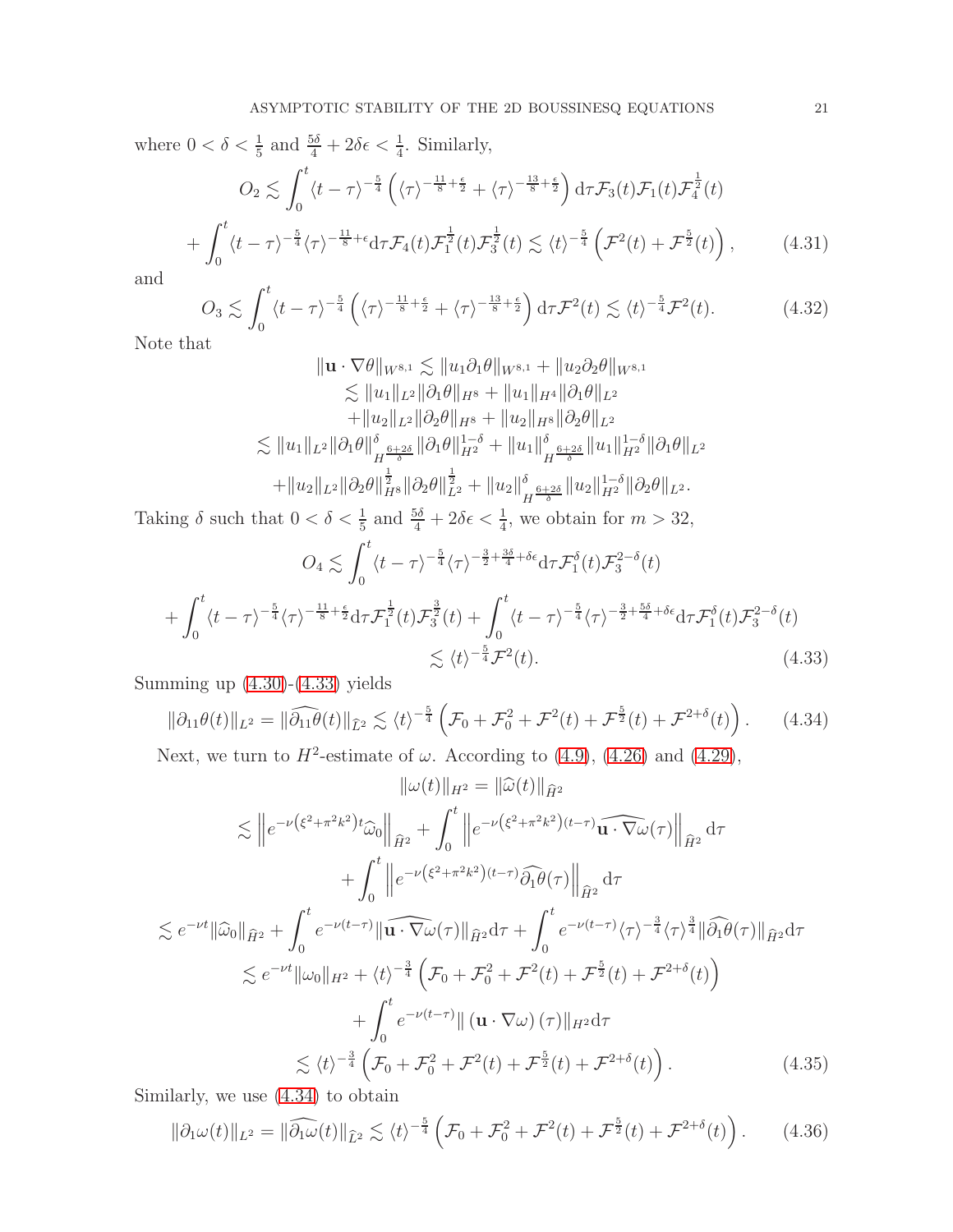where $0 < \delta < \frac{1}{5}$ and $\frac{5\delta}{4} + 2\delta\epsilon < \frac{1}{4}$. Similarly,

$$
O_2 \lesssim \int_0^t \langle t-\tau\rangle^{-\frac{5}{4}} \left( \langle \tau\rangle^{-\frac{11}{8}+\frac{\epsilon}{2}} + \langle \tau\rangle^{-\frac{13}{8}+\frac{\epsilon}{2}} \right) \mathrm{d}\tau \mathcal{F}_3(t)\mathcal{F}_1(t)\mathcal{F}_4^{\frac{1}{2}}(t)
$$

$$
+ \int_0^t \langle t-\tau\rangle^{-\frac{5}{4}} \langle \tau\rangle^{-\frac{11}{8}+\epsilon} \mathrm{d}\tau \mathcal{F}_4(t)\mathcal{F}_1^{\frac{1}{2}}(t)\mathcal{F}_3^{\frac{1}{2}}(t) \lesssim \langle t\rangle^{-\frac{5}{4}} \left( \mathcal{F}^2(t) + \mathcal{F}^{\frac{5}{2}}(t) \right), \tag{4.31}
$$

and

$$
O_3 \lesssim \int_0^t \langle t-\tau\rangle^{-\frac{5}{4}} \left( \langle \tau\rangle^{-\frac{11}{8}+\frac{\epsilon}{2}} + \langle \tau\rangle^{-\frac{13}{8}+\frac{\epsilon}{2}} \right) \mathrm{d}\tau \mathcal{F}^2(t) \lesssim \langle t\rangle^{-\frac{5}{4}} \mathcal{F}^2(t). \tag{4.32}
$$

Note that

$$
\begin{aligned}
\|\mathbf{u}\cdot\nabla\theta\|_{W^{8,1}} &\lesssim \|u_1\partial_1\theta\|_{W^{8,1}} + \|u_2\partial_2\theta\|_{W^{8,1}} \\
&\lesssim \|u_1\|_{L^2}\|\partial_1\theta\|_{H^8} + \|u_1\|_{H^4}\|\partial_1\theta\|_{L^2} \\
&\quad + \|u_2\|_{L^2}\|\partial_2\theta\|_{H^8} + \|u_2\|_{H^8}\|\partial_2\theta\|_{L^2} \\
&\lesssim \|u_1\|_{L^2}\|\partial_1\theta\|^{\delta}_{H^{\frac{6+2\delta}{\delta}}}\|\partial_1\theta\|^{1-\delta}_{H^2} + \|u_1\|^{\delta}_{H^{\frac{6+2\delta}{\delta}}}\|u_1\|^{1-\delta}_{H^2}\|\partial_1\theta\|_{L^2} \\
&\quad + \|u_2\|_{L^2}\|\partial_2\theta\|^{\frac{1}{2}}_{H^8}\|\partial_2\theta\|^{\frac{1}{2}}_{L^2} + \|u_2\|^{\delta}_{H^{\frac{6+2\delta}{\delta}}}\|u_2\|^{1-\delta}_{H^2}\|\partial_2\theta\|_{L^2}.
\end{aligned}
$$

Taking $\delta$ such that $0 < \delta < \frac{1}{5}$ and $\frac{5\delta}{4} + 2\delta\epsilon < \frac{1}{4}$, we obtain for $m > 32$,

$$
O_4 \lesssim \int_0^t \langle t-\tau\rangle^{-\frac{5}{4}} \langle \tau\rangle^{-\frac{3}{2}+\frac{3\delta}{4}+\delta\epsilon} \mathrm{d}\tau \mathcal{F}_1^{\delta}(t)\mathcal{F}_3^{2-\delta}(t)
$$

$$
+ \int_0^t \langle t-\tau\rangle^{-\frac{5}{4}} \langle \tau\rangle^{-\frac{11}{8}+\frac{\epsilon}{2}} \mathrm{d}\tau \mathcal{F}_1^{\frac{1}{2}}(t)\mathcal{F}_3^{\frac{3}{2}}(t) + \int_0^t \langle t-\tau\rangle^{-\frac{5}{4}} \langle \tau\rangle^{-\frac{3}{2}+\frac{5\delta}{4}+\delta\epsilon} \mathrm{d}\tau \mathcal{F}_1^{\delta}(t)\mathcal{F}_3^{2-\delta}(t)
$$

$$
\lesssim \langle t\rangle^{-\frac{5}{4}} \mathcal{F}^2(t). \tag{4.33}
$$

Summing up (4.30)-(4.33) yields

$$
\|\partial_{11}\theta(t)\|_{L^2} = \|\widehat{\partial_{11}\theta}(t)\|_{\widehat{L}^2} \lesssim \langle t\rangle^{-\frac{5}{4}} \left( \mathcal{F}_0 + \mathcal{F}_0^2 + \mathcal{F}^2(t) + \mathcal{F}^{\frac{5}{2}}(t) + \mathcal{F}^{2+\delta}(t) \right). \tag{4.34}
$$

Next, we turn to $H^2$-estimate of $\omega$. According to (4.9), (4.26) and (4.29),

$$
\begin{aligned}
\|\omega(t)\|_{H^2} &= \|\widehat{\omega}(t)\|_{\widehat{H}^2} \\
&\lesssim \left\| e^{-\nu\left(\xi^2+\pi^2k^2\right)t}\widehat{\omega}_0 \right\|_{\widehat{H}^2} + \int_0^t \left\| e^{-\nu\left(\xi^2+\pi^2k^2\right)(t-\tau)}\widehat{\mathbf{u}\cdot\nabla\omega}(\tau) \right\|_{\widehat{H}^2} \mathrm{d}\tau \\
&\quad + \int_0^t \left\| e^{-\nu\left(\xi^2+\pi^2k^2\right)(t-\tau)}\widehat{\partial_1\theta}(\tau) \right\|_{\widehat{H}^2} \mathrm{d}\tau \\
&\lesssim e^{-\nu t}\|\widehat{\omega}_0\|_{\widehat{H}^2} + \int_0^t e^{-\nu(t-\tau)}\|\widehat{\mathbf{u}\cdot\nabla\omega}(\tau)\|_{\widehat{H}^2}\mathrm{d}\tau + \int_0^t e^{-\nu(t-\tau)}\langle\tau\rangle^{-\frac{3}{4}}\langle\tau\rangle^{\frac{3}{4}}\|\widehat{\partial_1\theta}(\tau)\|_{\widehat{H}^2}\mathrm{d}\tau \\
&\lesssim e^{-\nu t}\|\omega_0\|_{H^2} + \langle t\rangle^{-\frac{3}{4}} \left( \mathcal{F}_0 + \mathcal{F}_0^2 + \mathcal{F}^2(t) + \mathcal{F}^{\frac{5}{2}}(t) + \mathcal{F}^{2+\delta}(t) \right) \\
&\quad + \int_0^t e^{-\nu(t-\tau)}\|\left(\mathbf{u}\cdot\nabla\omega\right)(\tau)\|_{H^2}\mathrm{d}\tau \\
&\lesssim \langle t\rangle^{-\frac{3}{4}} \left( \mathcal{F}_0 + \mathcal{F}_0^2 + \mathcal{F}^2(t) + \mathcal{F}^{\frac{5}{2}}(t) + \mathcal{F}^{2+\delta}(t) \right).
\end{aligned} \tag{4.35}
$$

Similarly, we use (4.34) to obtain

$$
\|\partial_1\omega(t)\|_{L^2} = \|\widehat{\partial_1\omega}(t)\|_{\widehat{L}^2} \lesssim \langle t\rangle^{-\frac{5}{4}} \left( \mathcal{F}_0 + \mathcal{F}_0^2 + \mathcal{F}^2(t) + \mathcal{F}^{\frac{5}{2}}(t) + \mathcal{F}^{2+\delta}(t) \right). \tag{4.36}
$$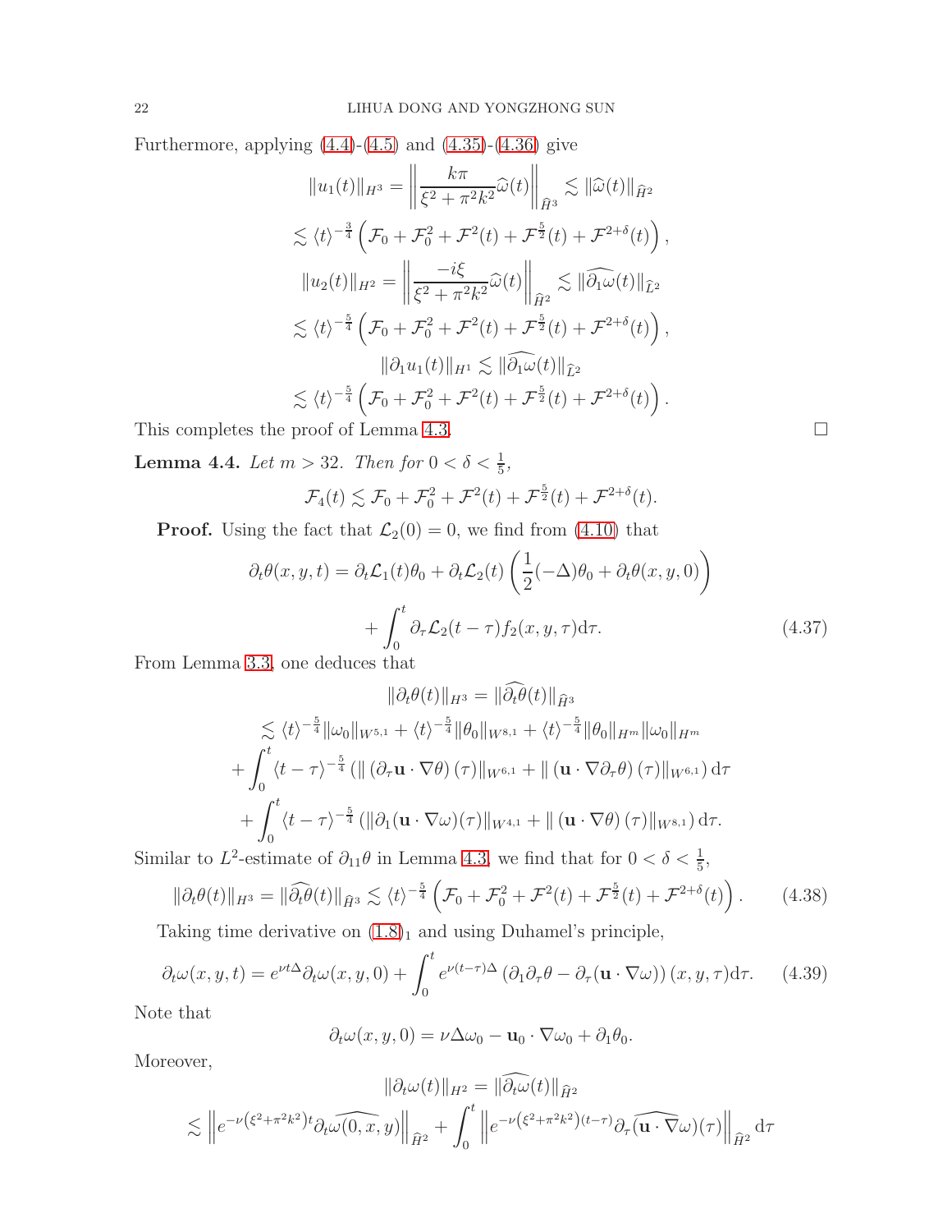Furthermore, applying (4.4)-(4.5) and (4.35)-(4.36) give

$$
\begin{aligned}
\|u_1(t)\|_{H^3} &= \left\| \frac{k\pi}{\xi^2+\pi^2k^2}\widehat{\omega}(t)\right\|_{\widehat{H}^3} \lesssim \|\widehat{\omega}(t)\|_{\widehat{H}^2} \\
&\lesssim \langle t\rangle^{-\frac{3}{4}}\left(\mathcal{F}_0+\mathcal{F}_0^2+\mathcal{F}^2(t)+\mathcal{F}^{\frac{5}{2}}(t)+\mathcal{F}^{2+\delta}(t)\right), \\
\|u_2(t)\|_{H^2} &= \left\| \frac{-i\xi}{\xi^2+\pi^2k^2}\widehat{\omega}(t)\right\|_{\widehat{H}^2} \lesssim \|\widehat{\partial_1\omega}(t)\|_{\widehat{L}^2} \\
&\lesssim \langle t\rangle^{-\frac{5}{4}}\left(\mathcal{F}_0+\mathcal{F}_0^2+\mathcal{F}^2(t)+\mathcal{F}^{\frac{5}{2}}(t)+\mathcal{F}^{2+\delta}(t)\right), \\
\|\partial_1 u_1(t)\|_{H^1} &\lesssim \|\widehat{\partial_1\omega}(t)\|_{\widehat{L}^2} \\
&\lesssim \langle t\rangle^{-\frac{5}{4}}\left(\mathcal{F}_0+\mathcal{F}_0^2+\mathcal{F}^2(t)+\mathcal{F}^{\frac{5}{2}}(t)+\mathcal{F}^{2+\delta}(t)\right).
\end{aligned}
$$

This completes the proof of Lemma 4.3. □

**Lemma 4.4.** *Let $m>32$. Then for $0<\delta<\frac{1}{5}$,*

$$
\mathcal{F}_4(t)\lesssim \mathcal{F}_0+\mathcal{F}_0^2+\mathcal{F}^2(t)+\mathcal{F}^{\frac{5}{2}}(t)+\mathcal{F}^{2+\delta}(t).
$$

**Proof.** Using the fact that $\mathcal{L}_2(0)=0$, we find from (4.10) that

$$
\begin{aligned}
\partial_t\theta(x,y,t) &= \partial_t\mathcal{L}_1(t)\theta_0+\partial_t\mathcal{L}_2(t)\left(\frac{1}{2}(-\Delta)\theta_0+\partial_t\theta(x,y,0)\right) \\
&\quad + \int_0^t \partial_\tau\mathcal{L}_2(t-\tau)f_2(x,y,\tau)\mathrm{d}\tau. \qquad (4.37)
\end{aligned}
$$

From Lemma 3.3, one deduces that

$$
\begin{aligned}
&\|\partial_t\theta(t)\|_{H^3} = \|\widehat{\partial_t\theta}(t)\|_{\widehat{H}^3} \\
&\lesssim \langle t\rangle^{-\frac{5}{4}}\|\omega_0\|_{W^{5,1}}+\langle t\rangle^{-\frac{5}{4}}\|\theta_0\|_{W^{8,1}}+\langle t\rangle^{-\frac{5}{4}}\|\theta_0\|_{H^m}\|\omega_0\|_{H^m} \\
&+\int_0^t\langle t-\tau\rangle^{-\frac{5}{4}}\left(\|\left(\partial_\tau\mathbf{u}\cdot\nabla\theta\right)(\tau)\|_{W^{6,1}}+\|\left(\mathbf{u}\cdot\nabla\partial_\tau\theta\right)(\tau)\|_{W^{6,1}}\right)\mathrm{d}\tau \\
&+\int_0^t\langle t-\tau\rangle^{-\frac{5}{4}}\left(\|\partial_1(\mathbf{u}\cdot\nabla\omega)(\tau)\|_{W^{4,1}}+\|\left(\mathbf{u}\cdot\nabla\theta\right)(\tau)\|_{W^{8,1}}\right)\mathrm{d}\tau.
\end{aligned}
$$

Similar to $L^2$-estimate of $\partial_{11}\theta$ in Lemma 4.3, we find that for $0<\delta<\frac{1}{5}$,

$$
\|\partial_t\theta(t)\|_{H^3}=\|\widehat{\partial_t\theta}(t)\|_{\widehat{H}^3}\lesssim\langle t\rangle^{-\frac{5}{4}}\left(\mathcal{F}_0+\mathcal{F}_0^2+\mathcal{F}^2(t)+\mathcal{F}^{\frac{5}{2}}(t)+\mathcal{F}^{2+\delta}(t)\right). \qquad (4.38)
$$

Taking time derivative on $(1.8)_1$ and using Duhamel's principle,

$$
\partial_t\omega(x,y,t)=e^{\nu t\Delta}\partial_t\omega(x,y,0)+\int_0^t e^{\nu(t-\tau)\Delta}\left(\partial_1\partial_\tau\theta-\partial_\tau(\mathbf{u}\cdot\nabla\omega)\right)(x,y,\tau)\mathrm{d}\tau. \qquad (4.39)
$$

Note that

$$
\partial_t\omega(x,y,0)=\nu\Delta\omega_0-\mathbf{u}_0\cdot\nabla\omega_0+\partial_1\theta_0.
$$

Moreover,

$$
\begin{aligned}
&\|\partial_t\omega(t)\|_{H^2}=\|\widehat{\partial_t\omega}(t)\|_{\widehat{H}^2} \\
&\lesssim \left\|e^{-\nu\left(\xi^2+\pi^2k^2\right)t}\widehat{\partial_t\omega(0,x,y)}\right\|_{\widehat{H}^2}+\int_0^t\left\|e^{-\nu\left(\xi^2+\pi^2k^2\right)(t-\tau)}\partial_\tau\widehat{(\mathbf{u}\cdot\nabla}\omega)(\tau)\right\|_{\widehat{H}^2}\mathrm{d}\tau
\end{aligned}
$$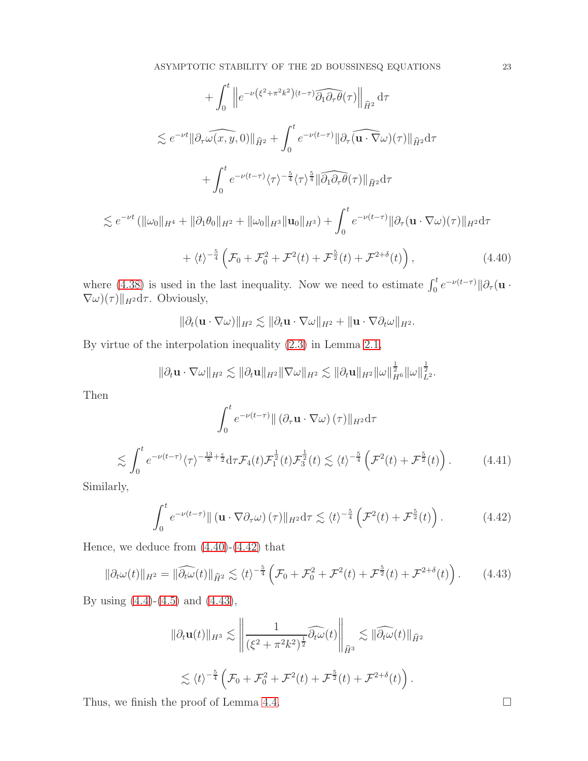$$
\begin{aligned}
&+\int_0^t \left\| e^{-\nu\left(\xi^2+\pi^2k^2\right)(t-\tau)}\widehat{\partial_1\partial_\tau\theta}(\tau)\right\|_{\widehat{H}^2}\mathrm{d}\tau \\
&\lesssim e^{-\nu t}\|\partial_\tau\widehat{\omega(x,y,0)}\|_{\widehat{H}^2} + \int_0^t e^{-\nu(t-\tau)}\|\partial_\tau\widehat{(\mathbf{u}\cdot\nabla\omega)}(\tau)\|_{\widehat{H}^2}\mathrm{d}\tau \\
&\quad + \int_0^t e^{-\nu(t-\tau)}\langle\tau\rangle^{-\frac{5}{4}}\langle\tau\rangle^{\frac{5}{4}}\|\widehat{\partial_1\partial_\tau\theta}(\tau)\|_{\widehat{H}^2}\mathrm{d}\tau \\
&\lesssim e^{-\nu t}\left(\|\omega_0\|_{H^4}+\|\partial_1\theta_0\|_{H^2}+\|\omega_0\|_{H^3}\|\mathbf{u}_0\|_{H^3}\right) + \int_0^t e^{-\nu(t-\tau)}\|\partial_\tau(\mathbf{u}\cdot\nabla\omega)(\tau)\|_{H^2}\mathrm{d}\tau \\
&\quad + \langle t\rangle^{-\frac{5}{4}}\left(\mathcal{F}_0+\mathcal{F}_0^2+\mathcal{F}^2(t)+\mathcal{F}^{\frac{5}{2}}(t)+\mathcal{F}^{2+\delta}(t)\right), \qquad (4.40)
\end{aligned}
$$

where (4.38) is used in the last inequality. Now we need to estimate $\int_0^t e^{-\nu(t-\tau)}\|\partial_\tau(\mathbf{u}\cdot\nabla\omega)(\tau)\|_{H^2}\mathrm{d}\tau$. Obviously,

$$
\|\partial_t(\mathbf{u}\cdot\nabla\omega)\|_{H^2}\lesssim\|\partial_t\mathbf{u}\cdot\nabla\omega\|_{H^2}+\|\mathbf{u}\cdot\nabla\partial_t\omega\|_{H^2}.
$$

By virtue of the interpolation inequality (2.3) in Lemma 2.1,

$$
\|\partial_t\mathbf{u}\cdot\nabla\omega\|_{H^2}\lesssim\|\partial_t\mathbf{u}\|_{H^2}\|\nabla\omega\|_{H^2}\lesssim\|\partial_t\mathbf{u}\|_{H^2}\|\omega\|_{H^6}^{\frac{1}{2}}\|\omega\|_{L^2}^{\frac{1}{2}}.
$$

Then

$$
\begin{aligned}
&\int_0^t e^{-\nu(t-\tau)}\|\left(\partial_\tau\mathbf{u}\cdot\nabla\omega\right)(\tau)\|_{H^2}\mathrm{d}\tau \\
&\lesssim \int_0^t e^{-\nu(t-\tau)}\langle\tau\rangle^{-\frac{13}{8}+\frac{\epsilon}{2}}\mathrm{d}\tau\mathcal{F}_4(t)\mathcal{F}_1^{\frac{1}{2}}(t)\mathcal{F}_3^{\frac{1}{2}}(t)\lesssim\langle t\rangle^{-\frac{5}{4}}\left(\mathcal{F}^2(t)+\mathcal{F}^{\frac{5}{2}}(t)\right). \qquad (4.41)
\end{aligned}
$$

Similarly,

$$
\int_0^t e^{-\nu(t-\tau)}\|\left(\mathbf{u}\cdot\nabla\partial_\tau\omega\right)(\tau)\|_{H^2}\mathrm{d}\tau\lesssim\langle t\rangle^{-\frac{5}{4}}\left(\mathcal{F}^2(t)+\mathcal{F}^{\frac{5}{2}}(t)\right). \qquad (4.42)
$$

Hence, we deduce from (4.40)-(4.42) that

$$
\|\partial_t\omega(t)\|_{H^2}=\|\widehat{\partial_t\omega}(t)\|_{\widehat{H}^2}\lesssim\langle t\rangle^{-\frac{5}{4}}\left(\mathcal{F}_0+\mathcal{F}_0^2+\mathcal{F}^2(t)+\mathcal{F}^{\frac{5}{2}}(t)+\mathcal{F}^{2+\delta}(t)\right). \qquad (4.43)
$$

By using (4.4)-(4.5) and (4.43),

$$
\begin{aligned}
\|\partial_t\mathbf{u}(t)\|_{H^3}&\lesssim\left\|\frac{1}{(\xi^2+\pi^2k^2)^{\frac{1}{2}}}\widehat{\partial_t\omega}(t)\right\|_{\widehat{H}^3}\lesssim\|\widehat{\partial_t\omega}(t)\|_{\widehat{H}^2} \\
&\lesssim\langle t\rangle^{-\frac{5}{4}}\left(\mathcal{F}_0+\mathcal{F}_0^2+\mathcal{F}^2(t)+\mathcal{F}^{\frac{5}{2}}(t)+\mathcal{F}^{2+\delta}(t)\right).
\end{aligned}
$$

Thus, we finish the proof of Lemma 4.4. $\square$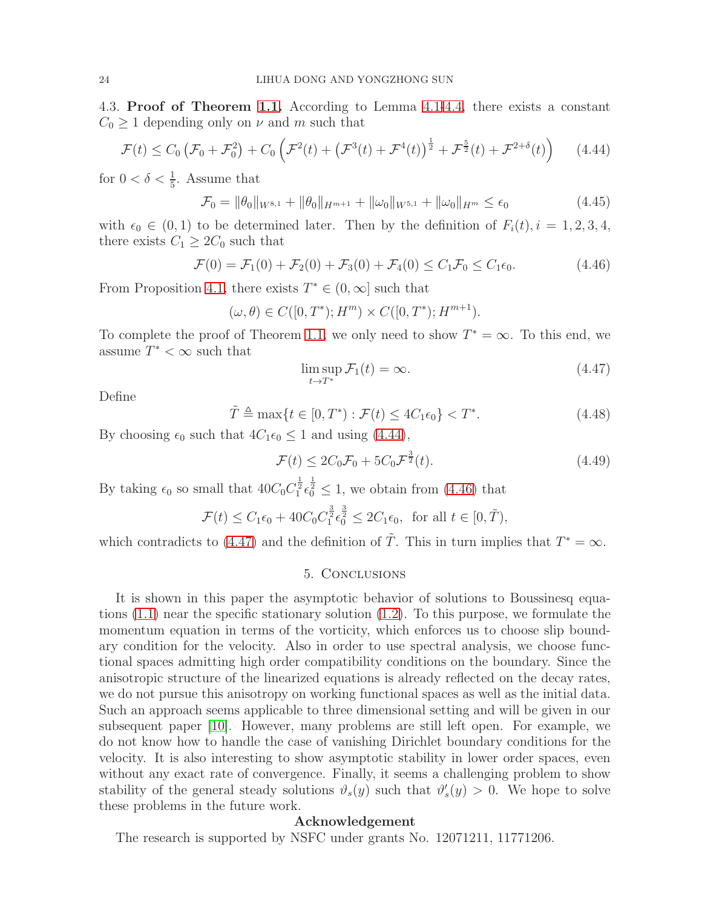4.3. **Proof of Theorem 1.1.** According to Lemma 4.1-4.4, there exists a constant $C_0 \geq 1$ depending only on $\nu$ and $m$ such that

$$\mathcal{F}(t) \leq C_0 \left(\mathcal{F}_0 + \mathcal{F}_0^2\right) + C_0 \left(\mathcal{F}^2(t) + \left(\mathcal{F}^3(t) + \mathcal{F}^4(t)\right)^{\frac{1}{2}} + \mathcal{F}^{\frac{5}{2}}(t) + \mathcal{F}^{2+\delta}(t)\right) \tag{4.44}$$

for $0 < \delta < \frac{1}{5}$. Assume that

$$\mathcal{F}_0 = \|\theta_0\|_{W^{8,1}} + \|\theta_0\|_{H^{m+1}} + \|\omega_0\|_{W^{5,1}} + \|\omega_0\|_{H^m} \leq \epsilon_0 \tag{4.45}$$

with $\epsilon_0 \in (0, 1)$ to be determined later. Then by the definition of $F_i(t), i = 1, 2, 3, 4$, there exists $C_1 \geq 2C_0$ such that

$$\mathcal{F}(0) = \mathcal{F}_1(0) + \mathcal{F}_2(0) + \mathcal{F}_3(0) + \mathcal{F}_4(0) \leq C_1\mathcal{F}_0 \leq C_1\epsilon_0. \tag{4.46}$$

From Proposition 4.1, there exists $T^* \in (0, \infty]$ such that

$$(\omega, \theta) \in C([0, T^*); H^m) \times C([0, T^*); H^{m+1}).$$

To complete the proof of Theorem 1.1, we only need to show $T^* = \infty$. To this end, we assume $T^* < \infty$ such that

$$\limsup_{t \to T^*} \mathcal{F}_1(t) = \infty. \tag{4.47}$$

Define

$$\tilde{T} \triangleq \max\{t \in [0, T^*) : \mathcal{F}(t) \leq 4C_1\epsilon_0\} < T^*. \tag{4.48}$$

By choosing $\epsilon_0$ such that $4C_1\epsilon_0 \leq 1$ and using (4.44),

$$\mathcal{F}(t) \leq 2C_0\mathcal{F}_0 + 5C_0\mathcal{F}^{\frac{3}{2}}(t). \tag{4.49}$$

By taking $\epsilon_0$ so small that $40C_0C_1^{\frac{1}{2}}\epsilon_0^{\frac{1}{2}} \leq 1$, we obtain from (4.46) that

$$\mathcal{F}(t) \leq C_1\epsilon_0 + 40C_0C_1^{\frac{3}{2}}\epsilon_0^{\frac{3}{2}} \leq 2C_1\epsilon_0, \text{ for all } t \in [0, \tilde{T}),$$

which contradicts to (4.47) and the definition of $\tilde{T}$. This in turn implies that $T^* = \infty$.

## 5. Conclusions

It is shown in this paper the asymptotic behavior of solutions to Boussinesq equations (1.1) near the specific stationary solution (1.2). To this purpose, we formulate the momentum equation in terms of the vorticity, which enforces us to choose slip boundary condition for the velocity. Also in order to use spectral analysis, we choose functional spaces admitting high order compatibility conditions on the boundary. Since the anisotropic structure of the linearized equations is already reflected on the decay rates, we do not pursue this anisotropy on working functional spaces as well as the initial data. Such an approach seems applicable to three dimensional setting and will be given in our subsequent paper [10]. However, many problems are still left open. For example, we do not know how to handle the case of vanishing Dirichlet boundary conditions for the velocity. It is also interesting to show asymptotic stability in lower order spaces, even without any exact rate of convergence. Finally, it seems a challenging problem to show stability of the general steady solutions $\vartheta_s(y)$ such that $\vartheta_s'(y) > 0$. We hope to solve these problems in the future work.

**Acknowledgement**

The research is supported by NSFC under grants No. 12071211, 11771206.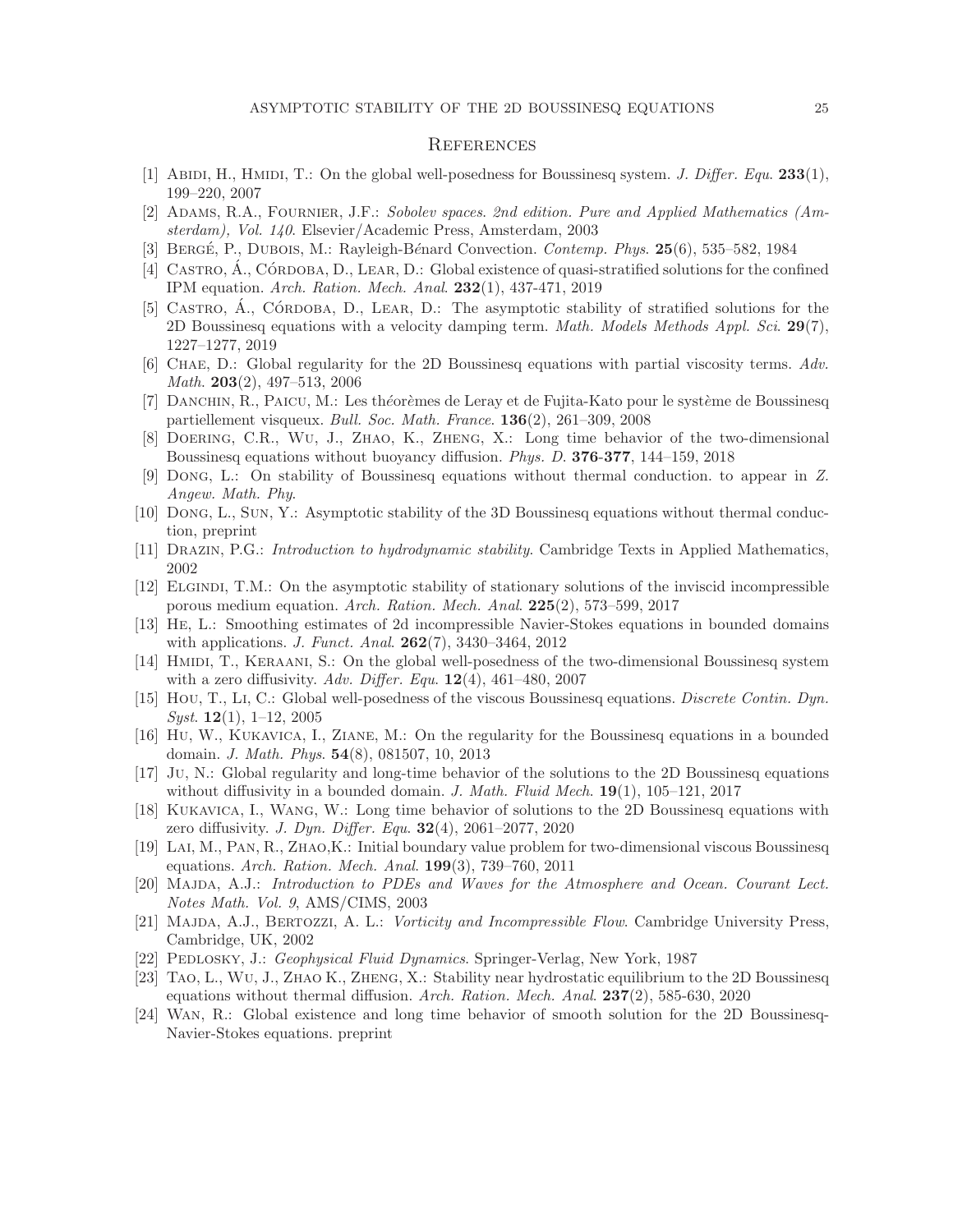## References

[1] Abidi, H., Hmidi, T.: On the global well-posedness for Boussinesq system. *J. Differ. Equ.* **233**(1), 199–220, 2007

[2] Adams, R.A., Fournier, J.F.: *Sobolev spaces. 2nd edition. Pure and Applied Mathematics (Amsterdam), Vol. 140*. Elsevier/Academic Press, Amsterdam, 2003

[3] Bergé, P., Dubois, M.: Rayleigh-Bénard Convection. *Contemp. Phys.* **25**(6), 535–582, 1984

[4] Castro, Á., Córdoba, D., Lear, D.: Global existence of quasi-stratified solutions for the confined IPM equation. *Arch. Ration. Mech. Anal.* **232**(1), 437-471, 2019

[5] Castro, Á., Córdoba, D., Lear, D.: The asymptotic stability of stratified solutions for the 2D Boussinesq equations with a velocity damping term. *Math. Models Methods Appl. Sci.* **29**(7), 1227–1277, 2019

[6] Chae, D.: Global regularity for the 2D Boussinesq equations with partial viscosity terms. *Adv. Math.* **203**(2), 497–513, 2006

[7] Danchin, R., Paicu, M.: Les théorèmes de Leray et de Fujita-Kato pour le système de Boussinesq partiellement visqueux. *Bull. Soc. Math. France.* **136**(2), 261–309, 2008

[8] Doering, C.R., Wu, J., Zhao, K., Zheng, X.: Long time behavior of the two-dimensional Boussinesq equations without buoyancy diffusion. *Phys. D.* **376-377**, 144–159, 2018

[9] Dong, L.: On stability of Boussinesq equations without thermal conduction. to appear in *Z. Angew. Math. Phy.*

[10] Dong, L., Sun, Y.: Asymptotic stability of the 3D Boussinesq equations without thermal conduction, preprint

[11] Drazin, P.G.: *Introduction to hydrodynamic stability*. Cambridge Texts in Applied Mathematics, 2002

[12] Elgindi, T.M.: On the asymptotic stability of stationary solutions of the inviscid incompressible porous medium equation. *Arch. Ration. Mech. Anal.* **225**(2), 573–599, 2017

[13] He, L.: Smoothing estimates of 2d incompressible Navier-Stokes equations in bounded domains with applications. *J. Funct. Anal.* **262**(7), 3430–3464, 2012

[14] Hmidi, T., Keraani, S.: On the global well-posedness of the two-dimensional Boussinesq system with a zero diffusivity. *Adv. Differ. Equ.* **12**(4), 461–480, 2007

[15] Hou, T., Li, C.: Global well-posedness of the viscous Boussinesq equations. *Discrete Contin. Dyn. Syst.* **12**(1), 1–12, 2005

[16] Hu, W., Kukavica, I., Ziane, M.: On the regularity for the Boussinesq equations in a bounded domain. *J. Math. Phys.* **54**(8), 081507, 10, 2013

[17] Ju, N.: Global regularity and long-time behavior of the solutions to the 2D Boussinesq equations without diffusivity in a bounded domain. *J. Math. Fluid Mech.* **19**(1), 105–121, 2017

[18] Kukavica, I., Wang, W.: Long time behavior of solutions to the 2D Boussinesq equations with zero diffusivity. *J. Dyn. Differ. Equ.* **32**(4), 2061–2077, 2020

[19] Lai, M., Pan, R., Zhao,K.: Initial boundary value problem for two-dimensional viscous Boussinesq equations. *Arch. Ration. Mech. Anal.* **199**(3), 739–760, 2011

[20] Majda, A.J.: *Introduction to PDEs and Waves for the Atmosphere and Ocean. Courant Lect. Notes Math. Vol. 9*, AMS/CIMS, 2003

[21] Majda, A.J., Bertozzi, A. L.: *Vorticity and Incompressible Flow*. Cambridge University Press, Cambridge, UK, 2002

[22] Pedlosky, J.: *Geophysical Fluid Dynamics*. Springer-Verlag, New York, 1987

[23] Tao, L., Wu, J., Zhao K., Zheng, X.: Stability near hydrostatic equilibrium to the 2D Boussinesq equations without thermal diffusion. *Arch. Ration. Mech. Anal.* **237**(2), 585-630, 2020

[24] Wan, R.: Global existence and long time behavior of smooth solution for the 2D Boussinesq-Navier-Stokes equations. preprint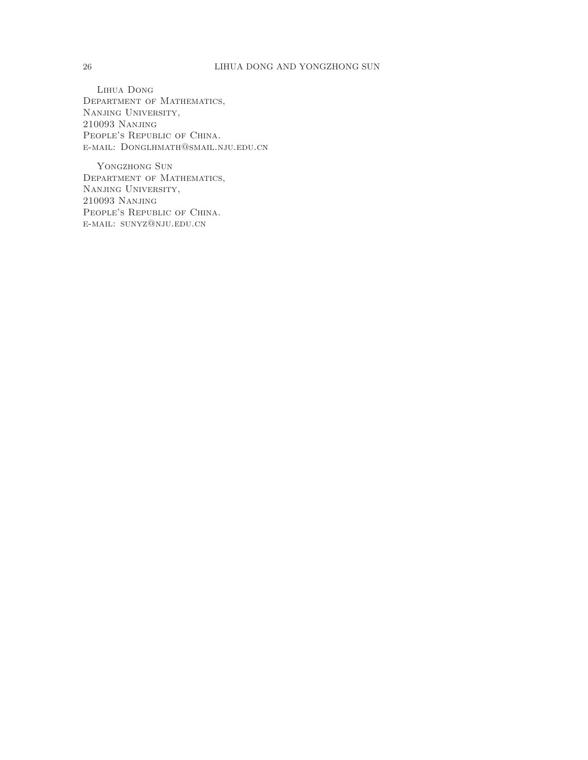Lihua Dong
Department of Mathematics,
Nanjing University,
210093 Nanjing
People's Republic of China.
e-mail: Donglhmath@smail.nju.edu.cn

Yongzhong Sun
Department of Mathematics,
Nanjing University,
210093 Nanjing
People's Republic of China.
e-mail: sunyz@nju.edu.cn